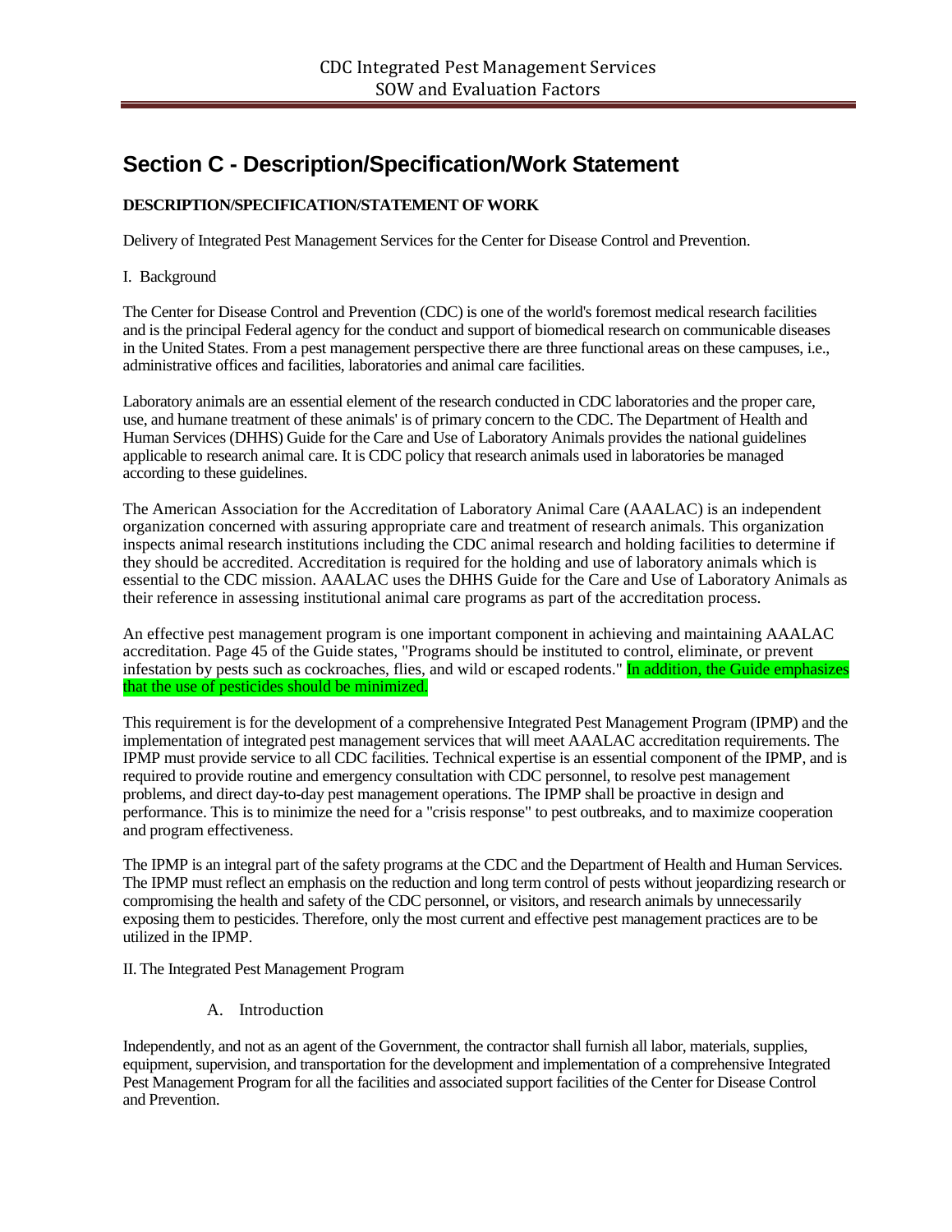# Section C - Description/Specification/Work Statement

**DESCRIPTION/SPECIFICATION/STATEMENT OF WORK**

Delivery of Integrated Pest Management Services for the Center for Disease Control and Prevention.

I. Background

The Center for Disease Control and Prevention (CDC) is one of the world's foremost medical research facilities and is the principal Federal agency for the conduct and support of biomedical research on communicable diseases in the United States. From a pest management perspective there are three functional areas on these campuses, i.e., administrative offices and facilities, laboratories and animal care facilities.

Laboratory animals are an essential element of the research conducted in CDC laboratories and the proper care, use, and humane treatment of these animals' is of primary concern to the CDC. The Department of Health and Human Services (DHHS) Guide for the Care and Use of Laboratory Animals provides the national guidelines applicable to research animal care. It is CDC policy that research animals used in laboratories be managed according to these guidelines.

The American Association for the Accreditation of Laboratory Animal Care (AAALAC) is an independent organization concerned with assuring appropriate care and treatment of research animals. This organization inspects animal research institutions including the CDC animal research and holding facilities to determine if they should be accredited. Accreditation is required for the holding and use of laboratory animals which is essential to the CDC mission. AAALAC uses the DHHS Guide for the Care and Use of Laboratory Animals as their reference in assessing institutional animal care programs as part of the accreditation process.

An effective pest management program is one important component in achieving and maintaining AAALAC accreditation. Page 45 of the Guide states, "Programs should be instituted to control, eliminate, or prevent infestation by pests such as cockroaches, flies, and wild or escaped rodents." In addition, the Guide emphasizes that the use of pesticides should be minimized.

This requirement is for the development of a comprehensive Integrated Pest Management Program (IPMP) and the implementation of integrated pest management services that will meet AAALAC accreditation requirements. The IPMP must provide service to all CDC facilities. Technical expertise is an essential component of the IPMP, and is required to provide routine and emergency consultation with CDC personnel, to resolve pest management problems, and direct day-to-day pest management operations. The IPMP shall be proactive in design and performance. This is to minimize the need for a "crisis response" to pest outbreaks, and to maximize cooperation and program effectiveness.

The IPMP is an integral part of the safety programs at the CDC and the Department of Health and Human Services. The IPMP must reflect an emphasis on the reduction and long term control of pests without jeopardizing research or compromising the health and safety of the CDC personnel, or visitors, and research animals by unnecessarily exposing them to pesticides. Therefore, only the most current and effective pest management practices are to be utilized in the IPMP.

II. The Integrated Pest Management Program

A. Introduction

Independently, and not as an agent of the Government, the contractor shall furnish all labor, materials, supplies, equipment, supervision, and transportation for the development and implementation of a comprehensive Integrated Pest Management Program for all the facilities and associated support facilities of the Center for Disease Control and Prevention.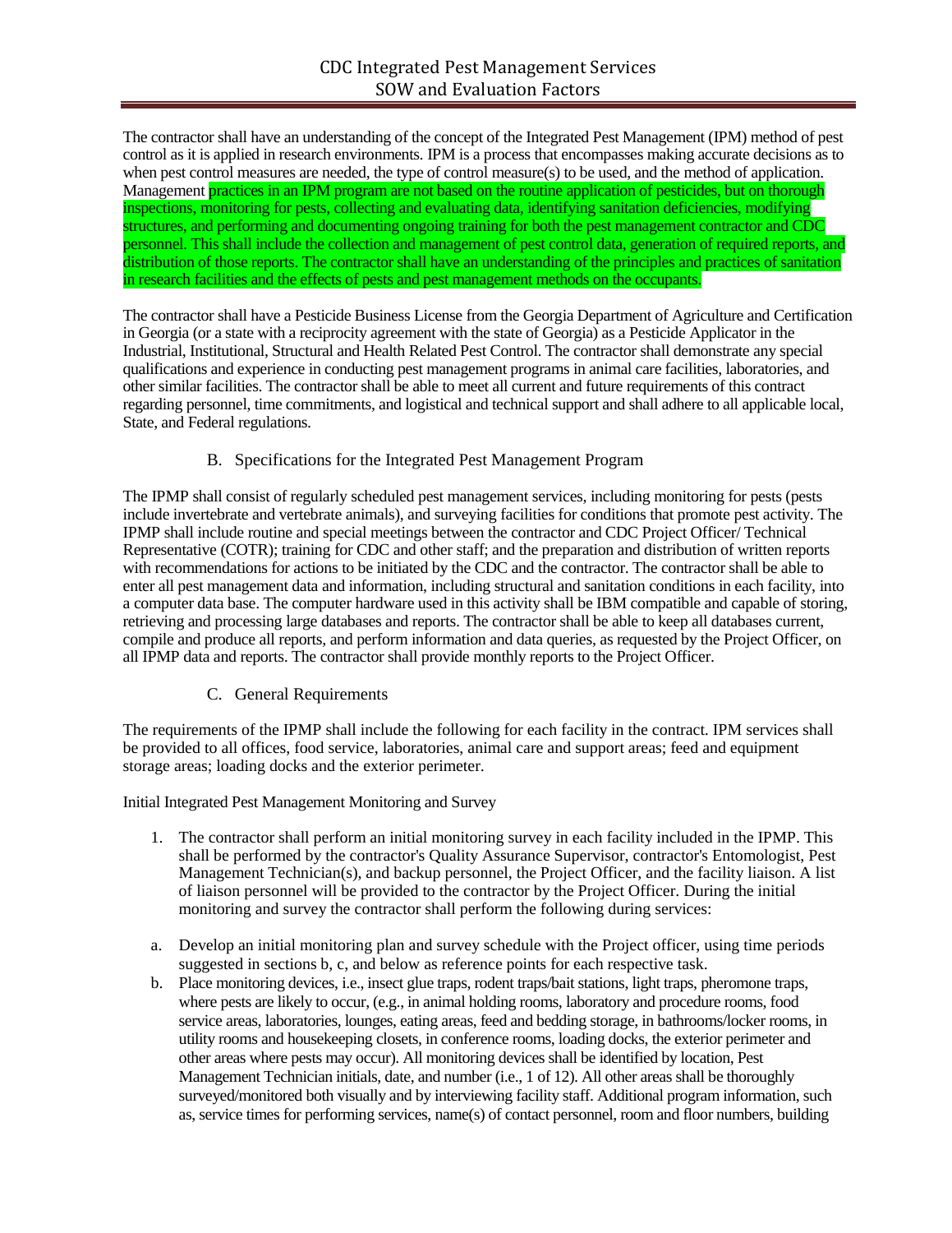The contractor shall have an understanding of the concept of the Integrated Pest Management (IPM) method of pest control as it is applied in research environments. IPM is a process that encompasses making accurate decisions as to when pest control measures are needed, the type of control measure(s) to be used, and the method of application. Management practices in an IPM program are not based on the routine application of pesticides, but on thorough inspections, monitoring for pests, collecting and evaluating data, identifying sanitation deficiencies, modifying structures, and performing and documenting ongoing training for both the pest management contractor and CDC personnel. This shall include the collection and management of pest control data, generation of required reports, and distribution of those reports. The contractor shall have an understanding of the principles and practices of sanitation in research facilities and the effects of pests and pest management methods on the occupants.

The contractor shall have a Pesticide Business License from the Georgia Department of Agriculture and Certification in Georgia (or a state with a reciprocity agreement with the state of Georgia) as a Pesticide Applicator in the Industrial, Institutional, Structural and Health Related Pest Control. The contractor shall demonstrate any special qualifications and experience in conducting pest management programs in animal care facilities, laboratories, and other similar facilities. The contractor shall be able to meet all current and future requirements of this contract regarding personnel, time commitments, and logistical and technical support and shall adhere to all applicable local, State, and Federal regulations.

## B. Specifications for the Integrated Pest Management Program

The IPMP shall consist of regularly scheduled pest management services, including monitoring for pests (pests include invertebrate and vertebrate animals), and surveying facilities for conditions that promote pest activity. The IPMP shall include routine and special meetings between the contractor and CDC Project Officer/ Technical Representative (COTR); training for CDC and other staff; and the preparation and distribution of written reports with recommendations for actions to be initiated by the CDC and the contractor. The contractor shall be able to enter all pest management data and information, including structural and sanitation conditions in each facility, into a computer data base. The computer hardware used in this activity shall be IBM compatible and capable of storing, retrieving and processing large databases and reports. The contractor shall be able to keep all databases current, compile and produce all reports, and perform information and data queries, as requested by the Project Officer, on all IPMP data and reports. The contractor shall provide monthly reports to the Project Officer.

## C. General Requirements

The requirements of the IPMP shall include the following for each facility in the contract. IPM services shall be provided to all offices, food service, laboratories, animal care and support areas; feed and equipment storage areas; loading docks and the exterior perimeter.

Initial Integrated Pest Management Monitoring and Survey

1. The contractor shall perform an initial monitoring survey in each facility included in the IPMP. This shall be performed by the contractor's Quality Assurance Supervisor, contractor's Entomologist, Pest Management Technician(s), and backup personnel, the Project Officer, and the facility liaison. A list of liaison personnel will be provided to the contractor by the Project Officer. During the initial monitoring and survey the contractor shall perform the following during services:

a. Develop an initial monitoring plan and survey schedule with the Project officer, using time periods suggested in sections b, c, and below as reference points for each respective task.

b. Place monitoring devices, i.e., insect glue traps, rodent traps/bait stations, light traps, pheromone traps, where pests are likely to occur, (e.g., in animal holding rooms, laboratory and procedure rooms, food service areas, laboratories, lounges, eating areas, feed and bedding storage, in bathrooms/locker rooms, in utility rooms and housekeeping closets, in conference rooms, loading docks, the exterior perimeter and other areas where pests may occur). All monitoring devices shall be identified by location, Pest Management Technician initials, date, and number (i.e., 1 of 12). All other areas shall be thoroughly surveyed/monitored both visually and by interviewing facility staff. Additional program information, such as, service times for performing services, name(s) of contact personnel, room and floor numbers, building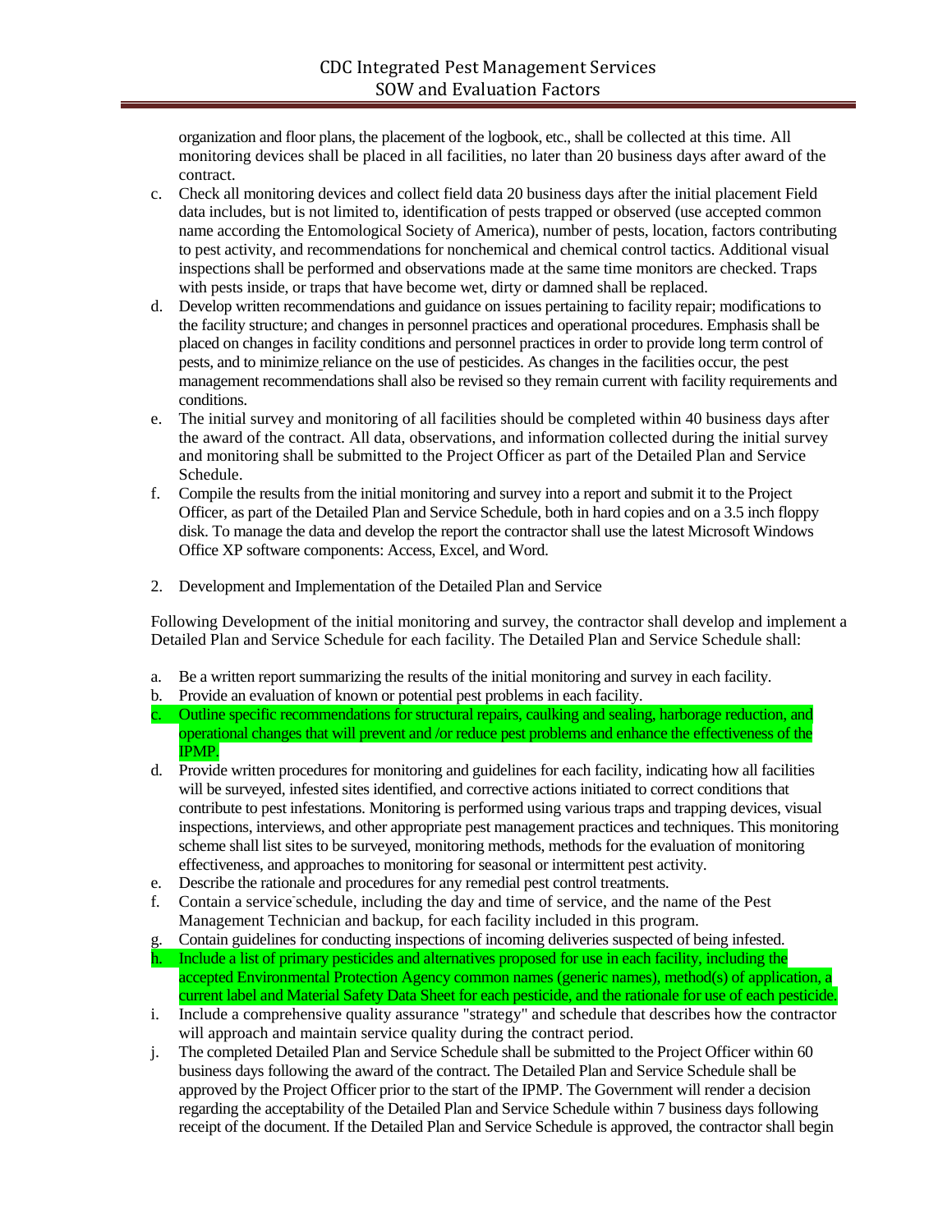organization and floor plans, the placement of the logbook, etc., shall be collected at this time. All monitoring devices shall be placed in all facilities, no later than 20 business days after award of the contract.

c. Check all monitoring devices and collect field data 20 business days after the initial placement Field data includes, but is not limited to, identification of pests trapped or observed (use accepted common name according the Entomological Society of America), number of pests, location, factors contributing to pest activity, and recommendations for nonchemical and chemical control tactics. Additional visual inspections shall be performed and observations made at the same time monitors are checked. Traps with pests inside, or traps that have become wet, dirty or damned shall be replaced.
d. Develop written recommendations and guidance on issues pertaining to facility repair; modifications to the facility structure; and changes in personnel practices and operational procedures. Emphasis shall be placed on changes in facility conditions and personnel practices in order to provide long term control of pests, and to minimize reliance on the use of pesticides. As changes in the facilities occur, the pest management recommendations shall also be revised so they remain current with facility requirements and conditions.
e. The initial survey and monitoring of all facilities should be completed within 40 business days after the award of the contract. All data, observations, and information collected during the initial survey and monitoring shall be submitted to the Project Officer as part of the Detailed Plan and Service Schedule.
f. Compile the results from the initial monitoring and survey into a report and submit it to the Project Officer, as part of the Detailed Plan and Service Schedule, both in hard copies and on a 3.5 inch floppy disk. To manage the data and develop the report the contractor shall use the latest Microsoft Windows Office XP software components: Access, Excel, and Word.

2. Development and Implementation of the Detailed Plan and Service

Following Development of the initial monitoring and survey, the contractor shall develop and implement a Detailed Plan and Service Schedule for each facility. The Detailed Plan and Service Schedule shall:

a. Be a written report summarizing the results of the initial monitoring and survey in each facility.
b. Provide an evaluation of known or potential pest problems in each facility.
c. Outline specific recommendations for structural repairs, caulking and sealing, harborage reduction, and operational changes that will prevent and /or reduce pest problems and enhance the effectiveness of the IPMP.
d. Provide written procedures for monitoring and guidelines for each facility, indicating how all facilities will be surveyed, infested sites identified, and corrective actions initiated to correct conditions that contribute to pest infestations. Monitoring is performed using various traps and trapping devices, visual inspections, interviews, and other appropriate pest management practices and techniques. This monitoring scheme shall list sites to be surveyed, monitoring methods, methods for the evaluation of monitoring effectiveness, and approaches to monitoring for seasonal or intermittent pest activity.
e. Describe the rationale and procedures for any remedial pest control treatments.
f. Contain a service schedule, including the day and time of service, and the name of the Pest Management Technician and backup, for each facility included in this program.
g. Contain guidelines for conducting inspections of incoming deliveries suspected of being infested.
h. Include a list of primary pesticides and alternatives proposed for use in each facility, including the accepted Environmental Protection Agency common names (generic names), method(s) of application, a current label and Material Safety Data Sheet for each pesticide, and the rationale for use of each pesticide.
i. Include a comprehensive quality assurance "strategy" and schedule that describes how the contractor will approach and maintain service quality during the contract period.
j. The completed Detailed Plan and Service Schedule shall be submitted to the Project Officer within 60 business days following the award of the contract. The Detailed Plan and Service Schedule shall be approved by the Project Officer prior to the start of the IPMP. The Government will render a decision regarding the acceptability of the Detailed Plan and Service Schedule within 7 business days following receipt of the document. If the Detailed Plan and Service Schedule is approved, the contractor shall begin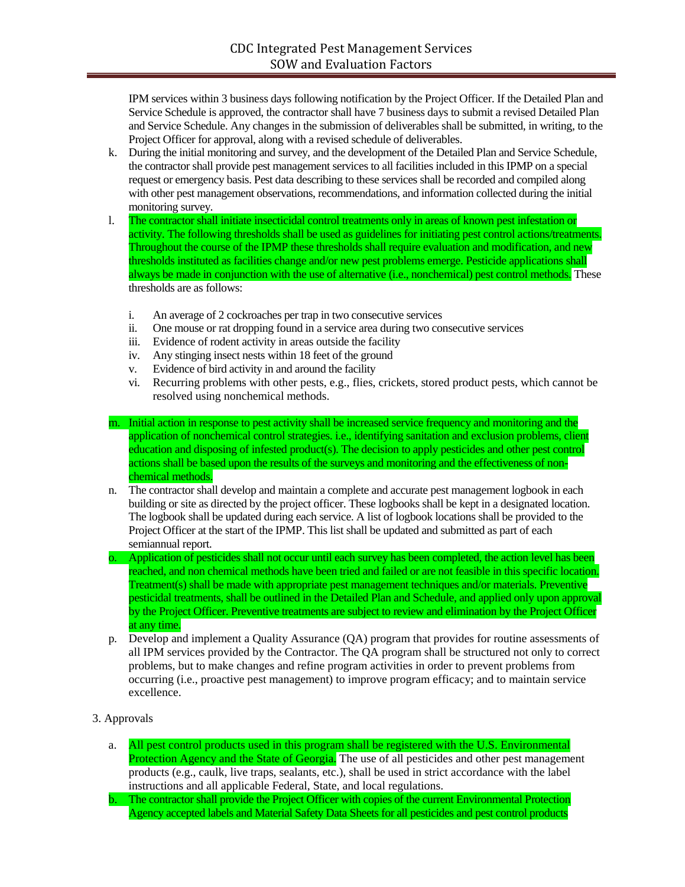IPM services within 3 business days following notification by the Project Officer. If the Detailed Plan and Service Schedule is approved, the contractor shall have 7 business days to submit a revised Detailed Plan and Service Schedule. Any changes in the submission of deliverables shall be submitted, in writing, to the Project Officer for approval, along with a revised schedule of deliverables.

k. During the initial monitoring and survey, and the development of the Detailed Plan and Service Schedule, the contractor shall provide pest management services to all facilities included in this IPMP on a special request or emergency basis. Pest data describing to these services shall be recorded and compiled along with other pest management observations, recommendations, and information collected during the initial monitoring survey.

l. The contractor shall initiate insecticidal control treatments only in areas of known pest infestation or activity. The following thresholds shall be used as guidelines for initiating pest control actions/treatments. Throughout the course of the IPMP these thresholds shall require evaluation and modification, and new thresholds instituted as facilities change and/or new pest problems emerge. Pesticide applications shall always be made in conjunction with the use of alternative (i.e., nonchemical) pest control methods. These thresholds are as follows:

    i. An average of 2 cockroaches per trap in two consecutive services
    ii. One mouse or rat dropping found in a service area during two consecutive services
    iii. Evidence of rodent activity in areas outside the facility
    iv. Any stinging insect nests within 18 feet of the ground
    v. Evidence of bird activity in and around the facility
    vi. Recurring problems with other pests, e.g., flies, crickets, stored product pests, which cannot be resolved using nonchemical methods.

m. Initial action in response to pest activity shall be increased service frequency and monitoring and the application of nonchemical control strategies. i.e., identifying sanitation and exclusion problems, client education and disposing of infested product(s). The decision to apply pesticides and other pest control actions shall be based upon the results of the surveys and monitoring and the effectiveness of non-chemical methods.

n. The contractor shall develop and maintain a complete and accurate pest management logbook in each building or site as directed by the project officer. These logbooks shall be kept in a designated location. The logbook shall be updated during each service. A list of logbook locations shall be provided to the Project Officer at the start of the IPMP. This list shall be updated and submitted as part of each semiannual report.

o. Application of pesticides shall not occur until each survey has been completed, the action level has been reached, and non chemical methods have been tried and failed or are not feasible in this specific location. Treatment(s) shall be made with appropriate pest management techniques and/or materials. Preventive pesticidal treatments, shall be outlined in the Detailed Plan and Schedule, and applied only upon approval by the Project Officer. Preventive treatments are subject to review and elimination by the Project Officer at any time.

p. Develop and implement a Quality Assurance (QA) program that provides for routine assessments of all IPM services provided by the Contractor. The QA program shall be structured not only to correct problems, but to make changes and refine program activities in order to prevent problems from occurring (i.e., proactive pest management) to improve program efficacy; and to maintain service excellence.

3. Approvals

a. All pest control products used in this program shall be registered with the U.S. Environmental Protection Agency and the State of Georgia. The use of all pesticides and other pest management products (e.g., caulk, live traps, sealants, etc.), shall be used in strict accordance with the label instructions and all applicable Federal, State, and local regulations.

b. The contractor shall provide the Project Officer with copies of the current Environmental Protection Agency accepted labels and Material Safety Data Sheets for all pesticides and pest control products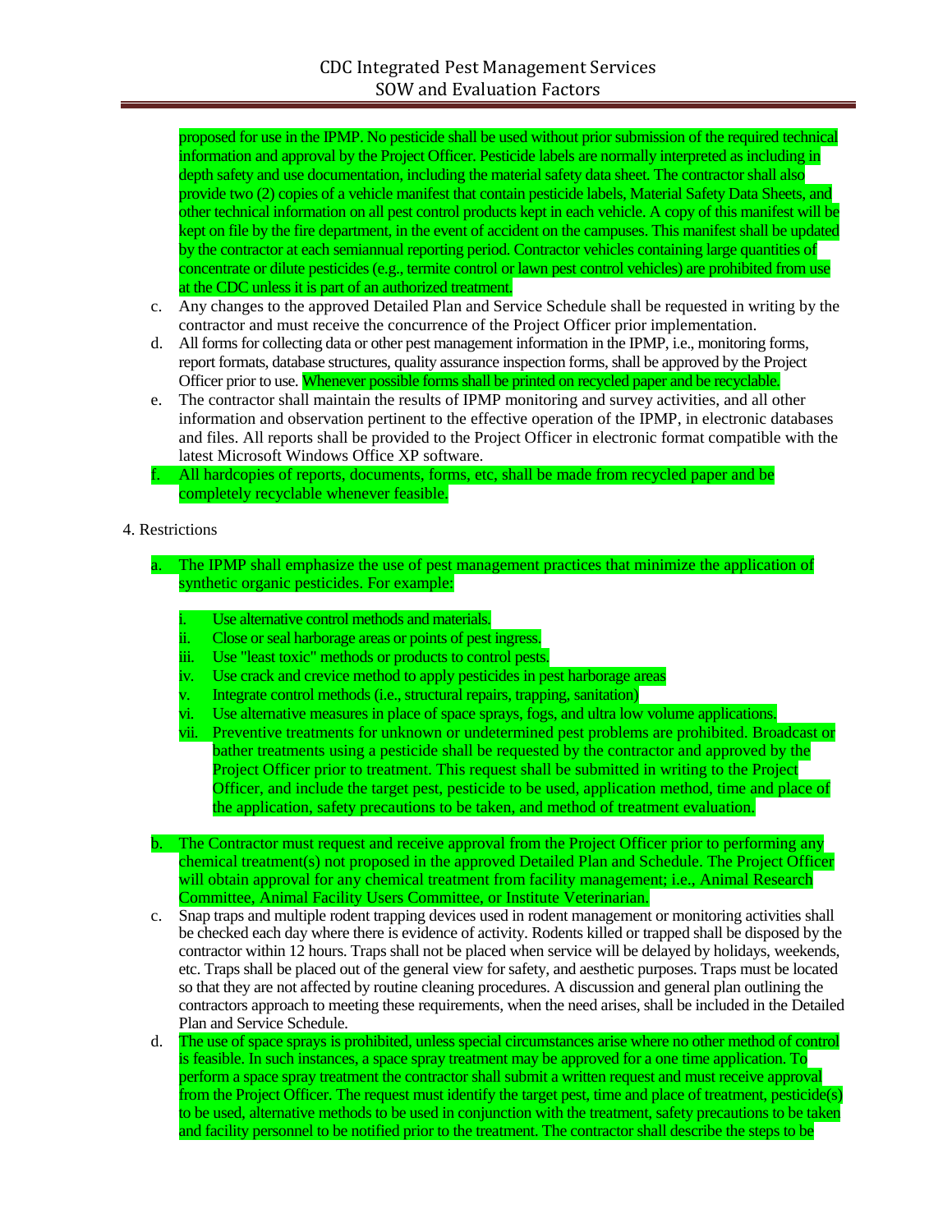proposed for use in the IPMP. No pesticide shall be used without prior submission of the required technical information and approval by the Project Officer. Pesticide labels are normally interpreted as including in depth safety and use documentation, including the material safety data sheet. The contractor shall also provide two (2) copies of a vehicle manifest that contain pesticide labels, Material Safety Data Sheets, and other technical information on all pest control products kept in each vehicle. A copy of this manifest will be kept on file by the fire department, in the event of accident on the campuses. This manifest shall be updated by the contractor at each semiannual reporting period. Contractor vehicles containing large quantities of concentrate or dilute pesticides (e.g., termite control or lawn pest control vehicles) are prohibited from use at the CDC unless it is part of an authorized treatment.

c. Any changes to the approved Detailed Plan and Service Schedule shall be requested in writing by the contractor and must receive the concurrence of the Project Officer prior implementation.

d. All forms for collecting data or other pest management information in the IPMP, i.e., monitoring forms, report formats, database structures, quality assurance inspection forms, shall be approved by the Project Officer prior to use. Whenever possible forms shall be printed on recycled paper and be recyclable.

e. The contractor shall maintain the results of IPMP monitoring and survey activities, and all other information and observation pertinent to the effective operation of the IPMP, in electronic databases and files. All reports shall be provided to the Project Officer in electronic format compatible with the latest Microsoft Windows Office XP software.

f. All hardcopies of reports, documents, forms, etc, shall be made from recycled paper and be completely recyclable whenever feasible.

4. Restrictions

a. The IPMP shall emphasize the use of pest management practices that minimize the application of synthetic organic pesticides. For example:

   i. Use alternative control methods and materials.
   ii. Close or seal harborage areas or points of pest ingress.
   iii. Use "least toxic" methods or products to control pests.
   iv. Use crack and crevice method to apply pesticides in pest harborage areas
   v. Integrate control methods (i.e., structural repairs, trapping, sanitation)
   vi. Use alternative measures in place of space sprays, fogs, and ultra low volume applications.
   vii. Preventive treatments for unknown or undetermined pest problems are prohibited. Broadcast or bather treatments using a pesticide shall be requested by the contractor and approved by the Project Officer prior to treatment. This request shall be submitted in writing to the Project Officer, and include the target pest, pesticide to be used, application method, time and place of the application, safety precautions to be taken, and method of treatment evaluation.

b. The Contractor must request and receive approval from the Project Officer prior to performing any chemical treatment(s) not proposed in the approved Detailed Plan and Schedule. The Project Officer will obtain approval for any chemical treatment from facility management; i.e., Animal Research Committee, Animal Facility Users Committee, or Institute Veterinarian.

c. Snap traps and multiple rodent trapping devices used in rodent management or monitoring activities shall be checked each day where there is evidence of activity. Rodents killed or trapped shall be disposed by the contractor within 12 hours. Traps shall not be placed when service will be delayed by holidays, weekends, etc. Traps shall be placed out of the general view for safety, and aesthetic purposes. Traps must be located so that they are not affected by routine cleaning procedures. A discussion and general plan outlining the contractors approach to meeting these requirements, when the need arises, shall be included in the Detailed Plan and Service Schedule.

d. The use of space sprays is prohibited, unless special circumstances arise where no other method of control is feasible. In such instances, a space spray treatment may be approved for a one time application. To perform a space spray treatment the contractor shall submit a written request and must receive approval from the Project Officer. The request must identify the target pest, time and place of treatment, pesticide(s) to be used, alternative methods to be used in conjunction with the treatment, safety precautions to be taken and facility personnel to be notified prior to the treatment. The contractor shall describe the steps to be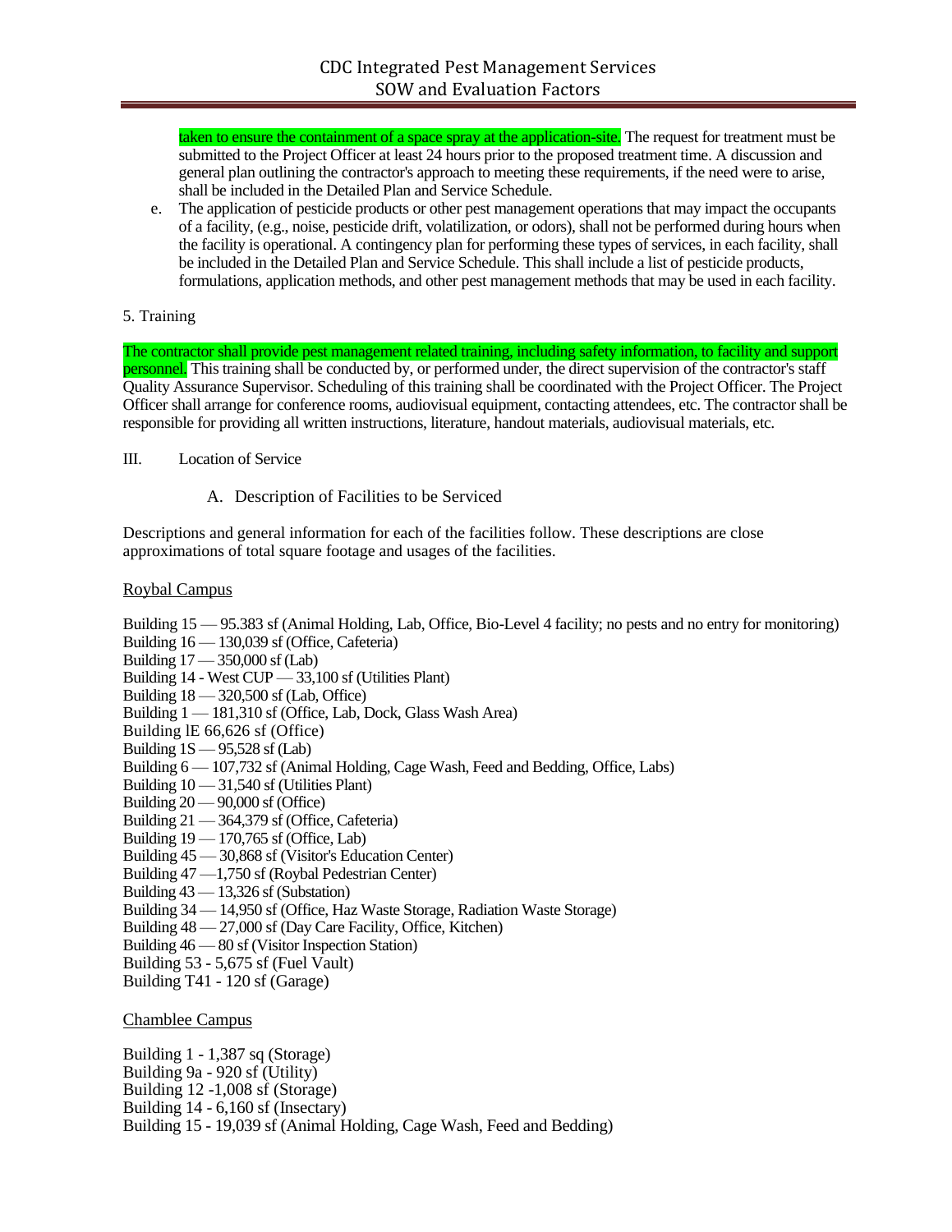taken to ensure the containment of a space spray at the application-site. The request for treatment must be submitted to the Project Officer at least 24 hours prior to the proposed treatment time. A discussion and general plan outlining the contractor's approach to meeting these requirements, if the need were to arise, shall be included in the Detailed Plan and Service Schedule.

e. The application of pesticide products or other pest management operations that may impact the occupants of a facility, (e.g., noise, pesticide drift, volatilization, or odors), shall not be performed during hours when the facility is operational. A contingency plan for performing these types of services, in each facility, shall be included in the Detailed Plan and Service Schedule. This shall include a list of pesticide products, formulations, application methods, and other pest management methods that may be used in each facility.

5. Training

The contractor shall provide pest management related training, including safety information, to facility and support personnel. This training shall be conducted by, or performed under, the direct supervision of the contractor's staff Quality Assurance Supervisor. Scheduling of this training shall be coordinated with the Project Officer. The Project Officer shall arrange for conference rooms, audiovisual equipment, contacting attendees, etc. The contractor shall be responsible for providing all written instructions, literature, handout materials, audiovisual materials, etc.

III. Location of Service

A. Description of Facilities to be Serviced

Descriptions and general information for each of the facilities follow. These descriptions are close approximations of total square footage and usages of the facilities.

Roybal Campus

Building 15 — 95.383 sf (Animal Holding, Lab, Office, Bio-Level 4 facility; no pests and no entry for monitoring)
Building 16 — 130,039 sf (Office, Cafeteria)
Building 17 — 350,000 sf (Lab)
Building 14 - West CUP — 33,100 sf (Utilities Plant)
Building 18 — 320,500 sf (Lab, Office)
Building 1 — 181,310 sf (Office, Lab, Dock, Glass Wash Area)
Building lE 66,626 sf (Office)
Building 1S — 95,528 sf (Lab)
Building 6 — 107,732 sf (Animal Holding, Cage Wash, Feed and Bedding, Office, Labs)
Building 10 — 31,540 sf (Utilities Plant)
Building 20 — 90,000 sf (Office)
Building 21 — 364,379 sf (Office, Cafeteria)
Building 19 — 170,765 sf (Office, Lab)
Building 45 — 30,868 sf (Visitor's Education Center)
Building 47 —1,750 sf (Roybal Pedestrian Center)
Building 43 — 13,326 sf (Substation)
Building 34 — 14,950 sf (Office, Haz Waste Storage, Radiation Waste Storage)
Building 48 — 27,000 sf (Day Care Facility, Office, Kitchen)
Building 46 — 80 sf (Visitor Inspection Station)
Building 53 - 5,675 sf (Fuel Vault)
Building T41 - 120 sf (Garage)

Chamblee Campus

Building 1 - 1,387 sq (Storage)
Building 9a - 920 sf (Utility)
Building 12 -1,008 sf (Storage)
Building 14 - 6,160 sf (Insectary)
Building 15 - 19,039 sf (Animal Holding, Cage Wash, Feed and Bedding)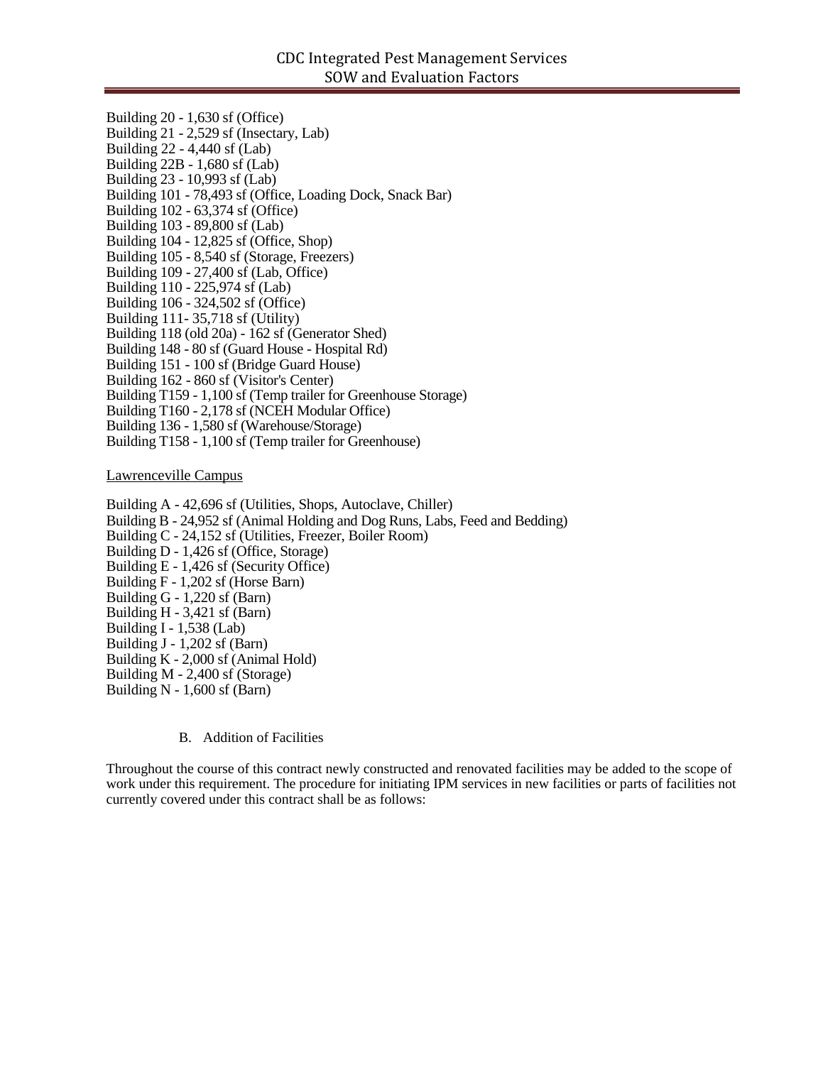Building 20 - 1,630 sf (Office)
Building 21 - 2,529 sf (Insectary, Lab)
Building 22 - 4,440 sf (Lab)
Building 22B - 1,680 sf (Lab)
Building 23 - 10,993 sf (Lab)
Building 101 - 78,493 sf (Office, Loading Dock, Snack Bar)
Building 102 - 63,374 sf (Office)
Building 103 - 89,800 sf (Lab)
Building 104 - 12,825 sf (Office, Shop)
Building 105 - 8,540 sf (Storage, Freezers)
Building 109 - 27,400 sf (Lab, Office)
Building 110 - 225,974 sf (Lab)
Building 106 - 324,502 sf (Office)
Building 111- 35,718 sf (Utility)
Building 118 (old 20a) - 162 sf (Generator Shed)
Building 148 - 80 sf (Guard House - Hospital Rd)
Building 151 - 100 sf (Bridge Guard House)
Building 162 - 860 sf (Visitor's Center)
Building T159 - 1,100 sf (Temp trailer for Greenhouse Storage)
Building T160 - 2,178 sf (NCEH Modular Office)
Building 136 - 1,580 sf (Warehouse/Storage)
Building T158 - 1,100 sf (Temp trailer for Greenhouse)

Lawrenceville Campus

Building A - 42,696 sf (Utilities, Shops, Autoclave, Chiller)
Building B - 24,952 sf (Animal Holding and Dog Runs, Labs, Feed and Bedding)
Building C - 24,152 sf (Utilities, Freezer, Boiler Room)
Building D - 1,426 sf (Office, Storage)
Building E - 1,426 sf (Security Office)
Building F - 1,202 sf (Horse Barn)
Building G - 1,220 sf (Barn)
Building H - 3,421 sf (Barn)
Building I - 1,538 (Lab)
Building J - 1,202 sf (Barn)
Building K - 2,000 sf (Animal Hold)
Building M - 2,400 sf (Storage)
Building N - 1,600 sf (Barn)

B. Addition of Facilities

Throughout the course of this contract newly constructed and renovated facilities may be added to the scope of work under this requirement. The procedure for initiating IPM services in new facilities or parts of facilities not currently covered under this contract shall be as follows: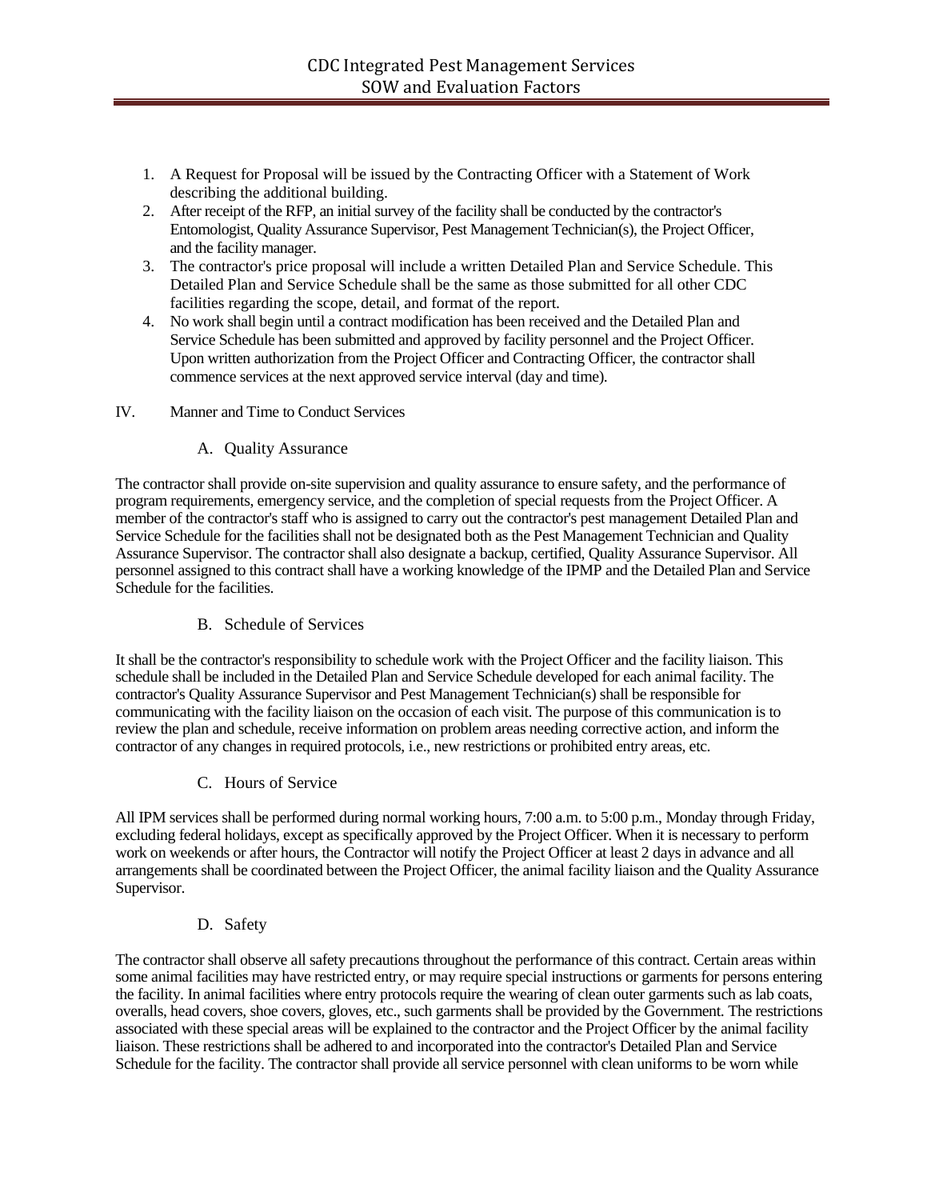1. A Request for Proposal will be issued by the Contracting Officer with a Statement of Work describing the additional building.
2. After receipt of the RFP, an initial survey of the facility shall be conducted by the contractor's Entomologist, Quality Assurance Supervisor, Pest Management Technician(s), the Project Officer, and the facility manager.
3. The contractor's price proposal will include a written Detailed Plan and Service Schedule. This Detailed Plan and Service Schedule shall be the same as those submitted for all other CDC facilities regarding the scope, detail, and format of the report.
4. No work shall begin until a contract modification has been received and the Detailed Plan and Service Schedule has been submitted and approved by facility personnel and the Project Officer. Upon written authorization from the Project Officer and Contracting Officer, the contractor shall commence services at the next approved service interval (day and time).

## IV. Manner and Time to Conduct Services

### A. Quality Assurance

The contractor shall provide on-site supervision and quality assurance to ensure safety, and the performance of program requirements, emergency service, and the completion of special requests from the Project Officer. A member of the contractor's staff who is assigned to carry out the contractor's pest management Detailed Plan and Service Schedule for the facilities shall not be designated both as the Pest Management Technician and Quality Assurance Supervisor. The contractor shall also designate a backup, certified, Quality Assurance Supervisor. All personnel assigned to this contract shall have a working knowledge of the IPMP and the Detailed Plan and Service Schedule for the facilities.

### B. Schedule of Services

It shall be the contractor's responsibility to schedule work with the Project Officer and the facility liaison. This schedule shall be included in the Detailed Plan and Service Schedule developed for each animal facility. The contractor's Quality Assurance Supervisor and Pest Management Technician(s) shall be responsible for communicating with the facility liaison on the occasion of each visit. The purpose of this communication is to review the plan and schedule, receive information on problem areas needing corrective action, and inform the contractor of any changes in required protocols, i.e., new restrictions or prohibited entry areas, etc.

### C. Hours of Service

All IPM services shall be performed during normal working hours, 7:00 a.m. to 5:00 p.m., Monday through Friday, excluding federal holidays, except as specifically approved by the Project Officer. When it is necessary to perform work on weekends or after hours, the Contractor will notify the Project Officer at least 2 days in advance and all arrangements shall be coordinated between the Project Officer, the animal facility liaison and the Quality Assurance Supervisor.

### D. Safety

The contractor shall observe all safety precautions throughout the performance of this contract. Certain areas within some animal facilities may have restricted entry, or may require special instructions or garments for persons entering the facility. In animal facilities where entry protocols require the wearing of clean outer garments such as lab coats, overalls, head covers, shoe covers, gloves, etc., such garments shall be provided by the Government. The restrictions associated with these special areas will be explained to the contractor and the Project Officer by the animal facility liaison. These restrictions shall be adhered to and incorporated into the contractor's Detailed Plan and Service Schedule for the facility. The contractor shall provide all service personnel with clean uniforms to be worn while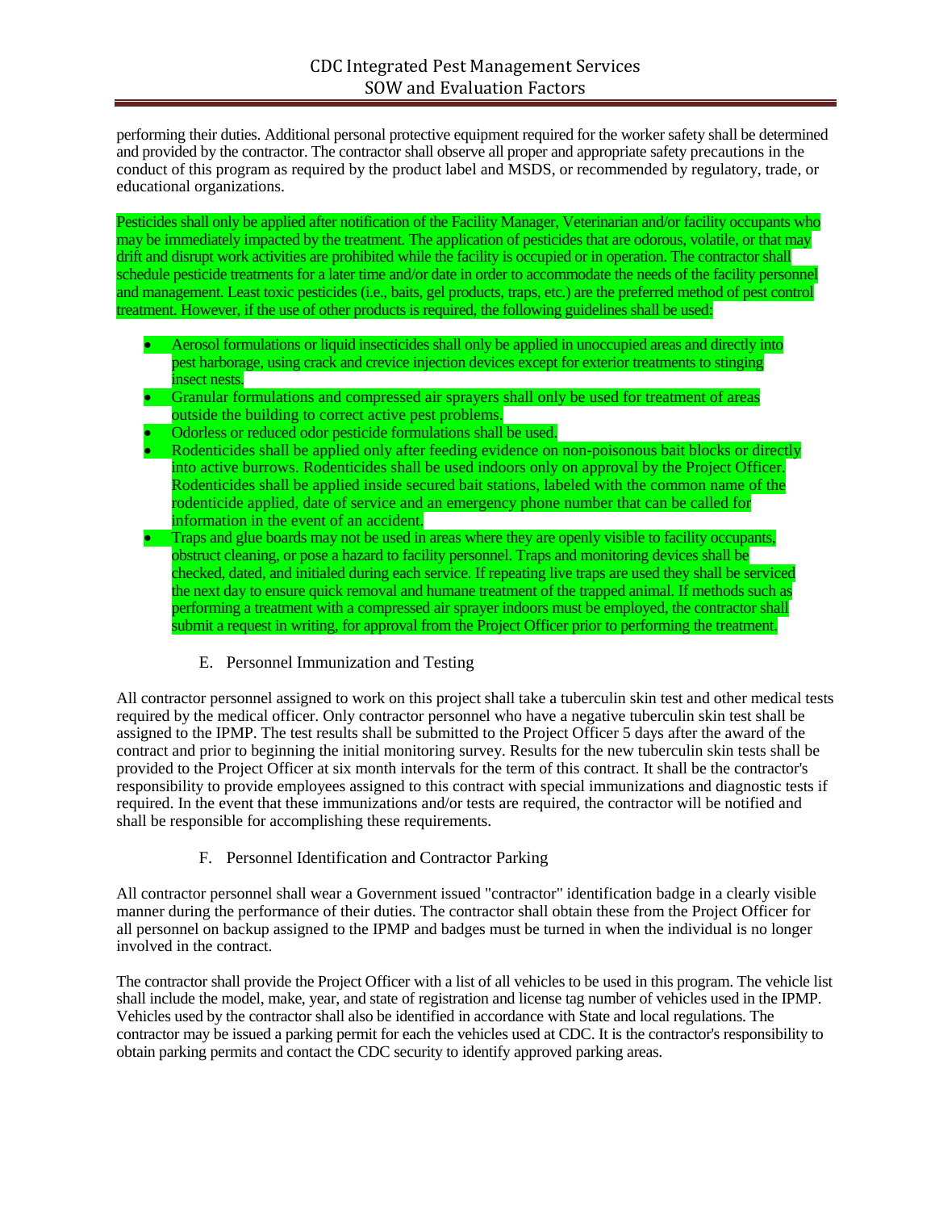performing their duties. Additional personal protective equipment required for the worker safety shall be determined and provided by the contractor. The contractor shall observe all proper and appropriate safety precautions in the conduct of this program as required by the product label and MSDS, or recommended by regulatory, trade, or educational organizations.

Pesticides shall only be applied after notification of the Facility Manager, Veterinarian and/or facility occupants who may be immediately impacted by the treatment. The application of pesticides that are odorous, volatile, or that may drift and disrupt work activities are prohibited while the facility is occupied or in operation. The contractor shall schedule pesticide treatments for a later time and/or date in order to accommodate the needs of the facility personnel and management. Least toxic pesticides (i.e., baits, gel products, traps, etc.) are the preferred method of pest control treatment. However, if the use of other products is required, the following guidelines shall be used:

- Aerosol formulations or liquid insecticides shall only be applied in unoccupied areas and directly into pest harborage, using crack and crevice injection devices except for exterior treatments to stinging insect nests.
- Granular formulations and compressed air sprayers shall only be used for treatment of areas outside the building to correct active pest problems.
- Odorless or reduced odor pesticide formulations shall be used.
- Rodenticides shall be applied only after feeding evidence on non-poisonous bait blocks or directly into active burrows. Rodenticides shall be used indoors only on approval by the Project Officer. Rodenticides shall be applied inside secured bait stations, labeled with the common name of the rodenticide applied, date of service and an emergency phone number that can be called for information in the event of an accident.
- Traps and glue boards may not be used in areas where they are openly visible to facility occupants, obstruct cleaning, or pose a hazard to facility personnel. Traps and monitoring devices shall be checked, dated, and initialed during each service. If repeating live traps are used they shall be serviced the next day to ensure quick removal and humane treatment of the trapped animal. If methods such as performing a treatment with a compressed air sprayer indoors must be employed, the contractor shall submit a request in writing, for approval from the Project Officer prior to performing the treatment.

E. Personnel Immunization and Testing

All contractor personnel assigned to work on this project shall take a tuberculin skin test and other medical tests required by the medical officer. Only contractor personnel who have a negative tuberculin skin test shall be assigned to the IPMP. The test results shall be submitted to the Project Officer 5 days after the award of the contract and prior to beginning the initial monitoring survey. Results for the new tuberculin skin tests shall be provided to the Project Officer at six month intervals for the term of this contract. It shall be the contractor's responsibility to provide employees assigned to this contract with special immunizations and diagnostic tests if required. In the event that these immunizations and/or tests are required, the contractor will be notified and shall be responsible for accomplishing these requirements.

F. Personnel Identification and Contractor Parking

All contractor personnel shall wear a Government issued "contractor" identification badge in a clearly visible manner during the performance of their duties. The contractor shall obtain these from the Project Officer for all personnel on backup assigned to the IPMP and badges must be turned in when the individual is no longer involved in the contract.

The contractor shall provide the Project Officer with a list of all vehicles to be used in this program. The vehicle list shall include the model, make, year, and state of registration and license tag number of vehicles used in the IPMP. Vehicles used by the contractor shall also be identified in accordance with State and local regulations. The contractor may be issued a parking permit for each the vehicles used at CDC. It is the contractor's responsibility to obtain parking permits and contact the CDC security to identify approved parking areas.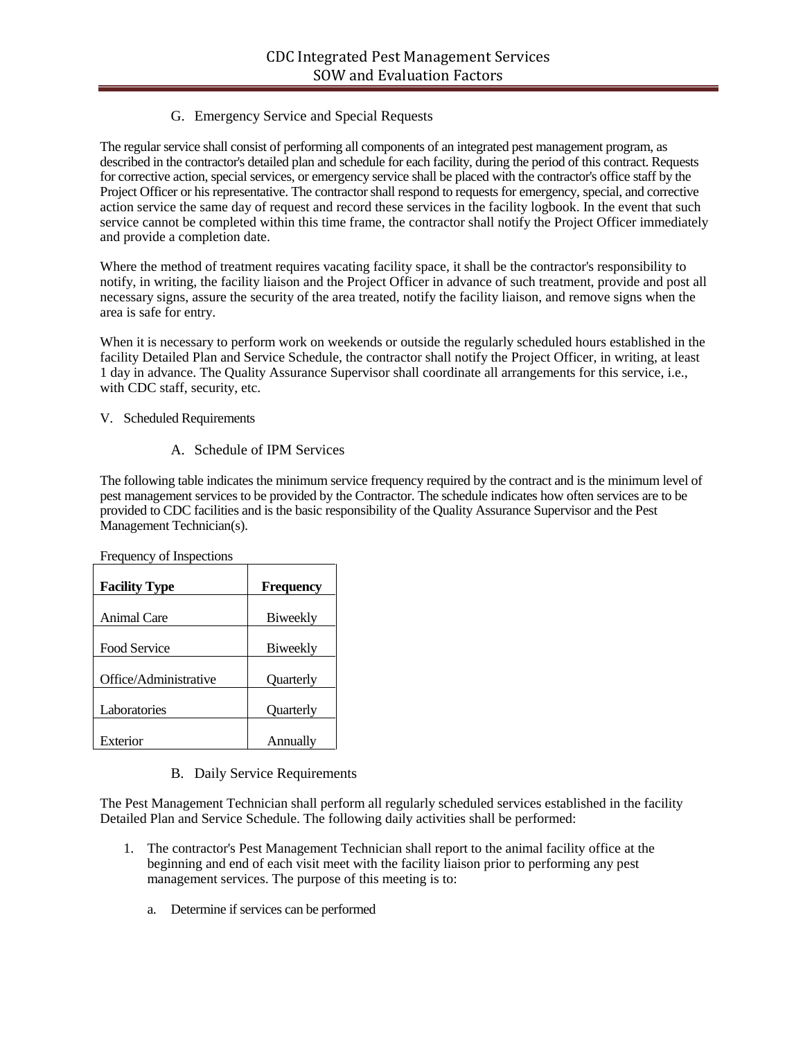### G. Emergency Service and Special Requests

The regular service shall consist of performing all components of an integrated pest management program, as described in the contractor's detailed plan and schedule for each facility, during the period of this contract. Requests for corrective action, special services, or emergency service shall be placed with the contractor's office staff by the Project Officer or his representative. The contractor shall respond to requests for emergency, special, and corrective action service the same day of request and record these services in the facility logbook. In the event that such service cannot be completed within this time frame, the contractor shall notify the Project Officer immediately and provide a completion date.

Where the method of treatment requires vacating facility space, it shall be the contractor's responsibility to notify, in writing, the facility liaison and the Project Officer in advance of such treatment, provide and post all necessary signs, assure the security of the area treated, notify the facility liaison, and remove signs when the area is safe for entry.

When it is necessary to perform work on weekends or outside the regularly scheduled hours established in the facility Detailed Plan and Service Schedule, the contractor shall notify the Project Officer, in writing, at least 1 day in advance. The Quality Assurance Supervisor shall coordinate all arrangements for this service, i.e., with CDC staff, security, etc.

## V. Scheduled Requirements

### A. Schedule of IPM Services

The following table indicates the minimum service frequency required by the contract and is the minimum level of pest management services to be provided by the Contractor. The schedule indicates how often services are to be provided to CDC facilities and is the basic responsibility of the Quality Assurance Supervisor and the Pest Management Technician(s).

Frequency of Inspections

| **Facility Type** | **Frequency** |
| --- | --- |
| Animal Care | Biweekly |
| Food Service | Biweekly |
| Office/Administrative | Quarterly |
| Laboratories | Quarterly |
| Exterior | Annually |

### B. Daily Service Requirements

The Pest Management Technician shall perform all regularly scheduled services established in the facility Detailed Plan and Service Schedule. The following daily activities shall be performed:

1. The contractor's Pest Management Technician shall report to the animal facility office at the beginning and end of each visit meet with the facility liaison prior to performing any pest management services. The purpose of this meeting is to:

   a. Determine if services can be performed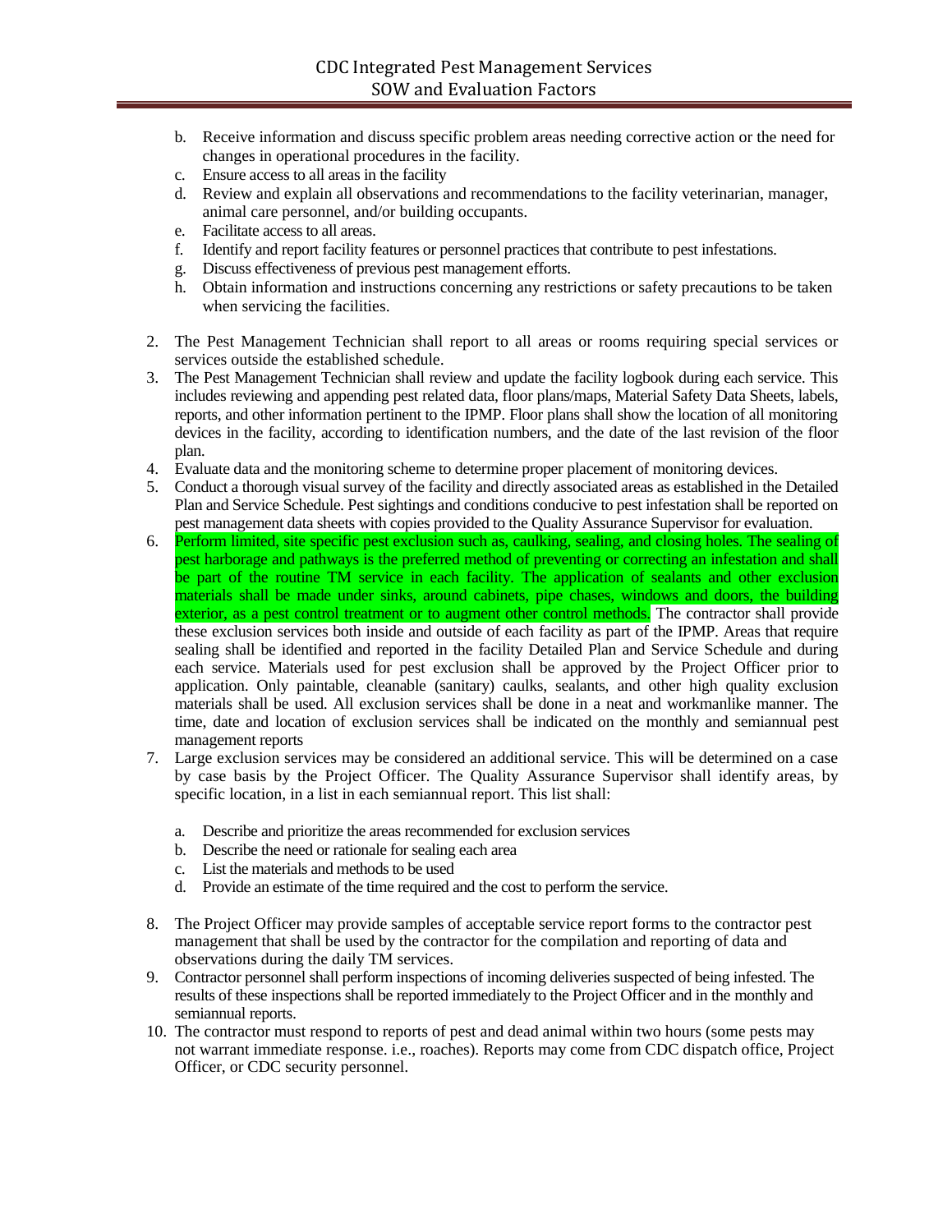b. Receive information and discuss specific problem areas needing corrective action or the need for changes in operational procedures in the facility.
c. Ensure access to all areas in the facility
d. Review and explain all observations and recommendations to the facility veterinarian, manager, animal care personnel, and/or building occupants.
e. Facilitate access to all areas.
f. Identify and report facility features or personnel practices that contribute to pest infestations.
g. Discuss effectiveness of previous pest management efforts.
h. Obtain information and instructions concerning any restrictions or safety precautions to be taken when servicing the facilities.

2. The Pest Management Technician shall report to all areas or rooms requiring special services or services outside the established schedule.
3. The Pest Management Technician shall review and update the facility logbook during each service. This includes reviewing and appending pest related data, floor plans/maps, Material Safety Data Sheets, labels, reports, and other information pertinent to the IPMP. Floor plans shall show the location of all monitoring devices in the facility, according to identification numbers, and the date of the last revision of the floor plan.
4. Evaluate data and the monitoring scheme to determine proper placement of monitoring devices.
5. Conduct a thorough visual survey of the facility and directly associated areas as established in the Detailed Plan and Service Schedule. Pest sightings and conditions conducive to pest infestation shall be reported on pest management data sheets with copies provided to the Quality Assurance Supervisor for evaluation.
6. Perform limited, site specific pest exclusion such as, caulking, sealing, and closing holes. The sealing of pest harborage and pathways is the preferred method of preventing or correcting an infestation and shall be part of the routine TM service in each facility. The application of sealants and other exclusion materials shall be made under sinks, around cabinets, pipe chases, windows and doors, the building exterior, as a pest control treatment or to augment other control methods. The contractor shall provide these exclusion services both inside and outside of each facility as part of the IPMP. Areas that require sealing shall be identified and reported in the facility Detailed Plan and Service Schedule and during each service. Materials used for pest exclusion shall be approved by the Project Officer prior to application. Only paintable, cleanable (sanitary) caulks, sealants, and other high quality exclusion materials shall be used. All exclusion services shall be done in a neat and workmanlike manner. The time, date and location of exclusion services shall be indicated on the monthly and semiannual pest management reports
7. Large exclusion services may be considered an additional service. This will be determined on a case by case basis by the Project Officer. The Quality Assurance Supervisor shall identify areas, by specific location, in a list in each semiannual report. This list shall:

   a. Describe and prioritize the areas recommended for exclusion services
   b. Describe the need or rationale for sealing each area
   c. List the materials and methods to be used
   d. Provide an estimate of the time required and the cost to perform the service.

8. The Project Officer may provide samples of acceptable service report forms to the contractor pest management that shall be used by the contractor for the compilation and reporting of data and observations during the daily TM services.
9. Contractor personnel shall perform inspections of incoming deliveries suspected of being infested. The results of these inspections shall be reported immediately to the Project Officer and in the monthly and semiannual reports.
10. The contractor must respond to reports of pest and dead animal within two hours (some pests may not warrant immediate response. i.e., roaches). Reports may come from CDC dispatch office, Project Officer, or CDC security personnel.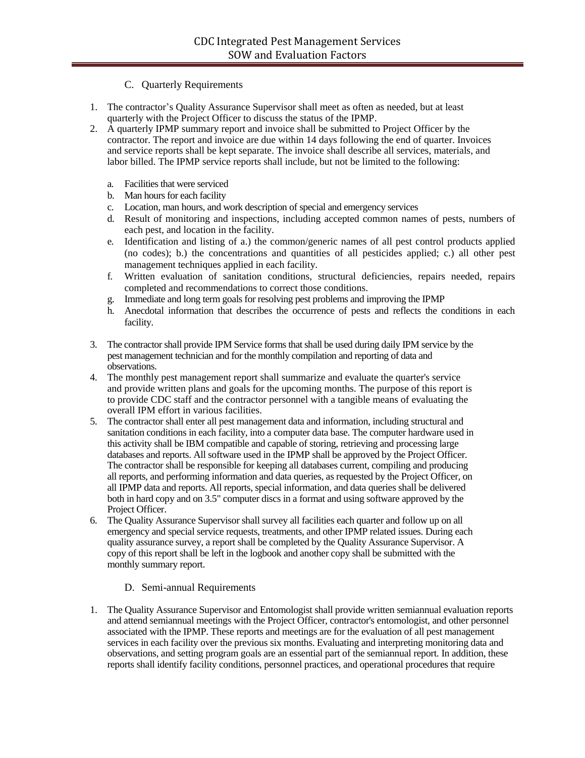### C. Quarterly Requirements

1. The contractor's Quality Assurance Supervisor shall meet as often as needed, but at least quarterly with the Project Officer to discuss the status of the IPMP.
2. A quarterly IPMP summary report and invoice shall be submitted to Project Officer by the contractor. The report and invoice are due within 14 days following the end of quarter. Invoices and service reports shall be kept separate. The invoice shall describe all services, materials, and labor billed. The IPMP service reports shall include, but not be limited to the following:

   a. Facilities that were serviced
   b. Man hours for each facility
   c. Location, man hours, and work description of special and emergency services
   d. Result of monitoring and inspections, including accepted common names of pests, numbers of each pest, and location in the facility.
   e. Identification and listing of a.) the common/generic names of all pest control products applied (no codes); b.) the concentrations and quantities of all pesticides applied; c.) all other pest management techniques applied in each facility.
   f. Written evaluation of sanitation conditions, structural deficiencies, repairs needed, repairs completed and recommendations to correct those conditions.
   g. Immediate and long term goals for resolving pest problems and improving the IPMP
   h. Anecdotal information that describes the occurrence of pests and reflects the conditions in each facility.

3. The contractor shall provide IPM Service forms that shall be used during daily IPM service by the pest management technician and for the monthly compilation and reporting of data and observations.
4. The monthly pest management report shall summarize and evaluate the quarter's service and provide written plans and goals for the upcoming months. The purpose of this report is to provide CDC staff and the contractor personnel with a tangible means of evaluating the overall IPM effort in various facilities.
5. The contractor shall enter all pest management data and information, including structural and sanitation conditions in each facility, into a computer data base. The computer hardware used in this activity shall be IBM compatible and capable of storing, retrieving and processing large databases and reports. All software used in the IPMP shall be approved by the Project Officer. The contractor shall be responsible for keeping all databases current, compiling and producing all reports, and performing information and data queries, as requested by the Project Officer, on all IPMP data and reports. All reports, special information, and data queries shall be delivered both in hard copy and on 3.5" computer discs in a format and using software approved by the Project Officer.
6. The Quality Assurance Supervisor shall survey all facilities each quarter and follow up on all emergency and special service requests, treatments, and other IPMP related issues. During each quality assurance survey, a report shall be completed by the Quality Assurance Supervisor. A copy of this report shall be left in the logbook and another copy shall be submitted with the monthly summary report.

### D. Semi-annual Requirements

1. The Quality Assurance Supervisor and Entomologist shall provide written semiannual evaluation reports and attend semiannual meetings with the Project Officer, contractor's entomologist, and other personnel associated with the IPMP. These reports and meetings are for the evaluation of all pest management services in each facility over the previous six months. Evaluating and interpreting monitoring data and observations, and setting program goals are an essential part of the semiannual report. In addition, these reports shall identify facility conditions, personnel practices, and operational procedures that require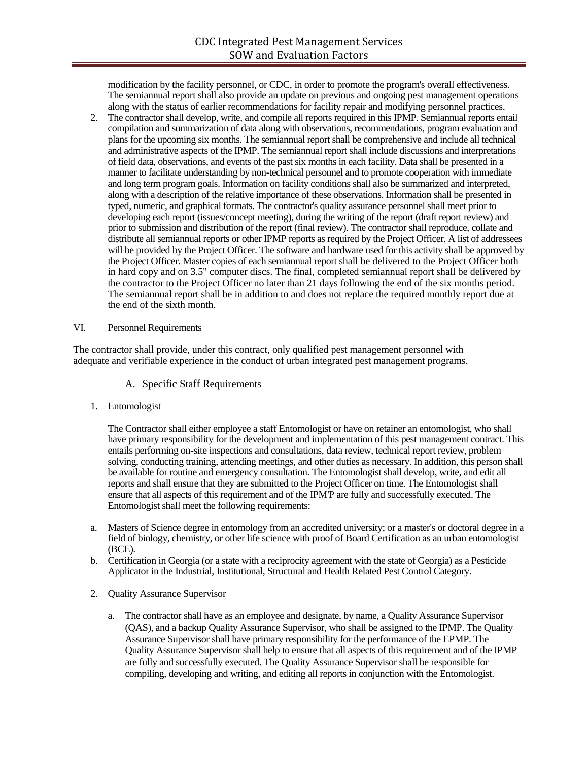modification by the facility personnel, or CDC, in order to promote the program's overall effectiveness. The semiannual report shall also provide an update on previous and ongoing pest management operations along with the status of earlier recommendations for facility repair and modifying personnel practices.

2. The contractor shall develop, write, and compile all reports required in this IPMP. Semiannual reports entail compilation and summarization of data along with observations, recommendations, program evaluation and plans for the upcoming six months. The semiannual report shall be comprehensive and include all technical and administrative aspects of the IPMP. The semiannual report shall include discussions and interpretations of field data, observations, and events of the past six months in each facility. Data shall be presented in a manner to facilitate understanding by non-technical personnel and to promote cooperation with immediate and long term program goals. Information on facility conditions shall also be summarized and interpreted, along with a description of the relative importance of these observations. Information shall be presented in typed, numeric, and graphical formats. The contractor's quality assurance personnel shall meet prior to developing each report (issues/concept meeting), during the writing of the report (draft report review) and prior to submission and distribution of the report (final review). The contractor shall reproduce, collate and distribute all semiannual reports or other IPMP reports as required by the Project Officer. A list of addressees will be provided by the Project Officer. The software and hardware used for this activity shall be approved by the Project Officer. Master copies of each semiannual report shall be delivered to the Project Officer both in hard copy and on 3.5" computer discs. The final, completed semiannual report shall be delivered by the contractor to the Project Officer no later than 21 days following the end of the six months period. The semiannual report shall be in addition to and does not replace the required monthly report due at the end of the sixth month.

VI. Personnel Requirements

The contractor shall provide, under this contract, only qualified pest management personnel with adequate and verifiable experience in the conduct of urban integrated pest management programs.

A. Specific Staff Requirements

1. Entomologist

The Contractor shall either employee a staff Entomologist or have on retainer an entomologist, who shall have primary responsibility for the development and implementation of this pest management contract. This entails performing on-site inspections and consultations, data review, technical report review, problem solving, conducting training, attending meetings, and other duties as necessary. In addition, this person shall be available for routine and emergency consultation. The Entomologist shall develop, write, and edit all reports and shall ensure that they are submitted to the Project Officer on time. The Entomologist shall ensure that all aspects of this requirement and of the IPM'P are fully and successfully executed. The Entomologist shall meet the following requirements:

a. Masters of Science degree in entomology from an accredited university; or a master's or doctoral degree in a field of biology, chemistry, or other life science with proof of Board Certification as an urban entomologist (BCE).
b. Certification in Georgia (or a state with a reciprocity agreement with the state of Georgia) as a Pesticide Applicator in the Industrial, Institutional, Structural and Health Related Pest Control Category.

2. Quality Assurance Supervisor

a. The contractor shall have as an employee and designate, by name, a Quality Assurance Supervisor (QAS), and a backup Quality Assurance Supervisor, who shall be assigned to the IPMP. The Quality Assurance Supervisor shall have primary responsibility for the performance of the EPMP. The Quality Assurance Supervisor shall help to ensure that all aspects of this requirement and of the IPMP are fully and successfully executed. The Quality Assurance Supervisor shall be responsible for compiling, developing and writing, and editing all reports in conjunction with the Entomologist.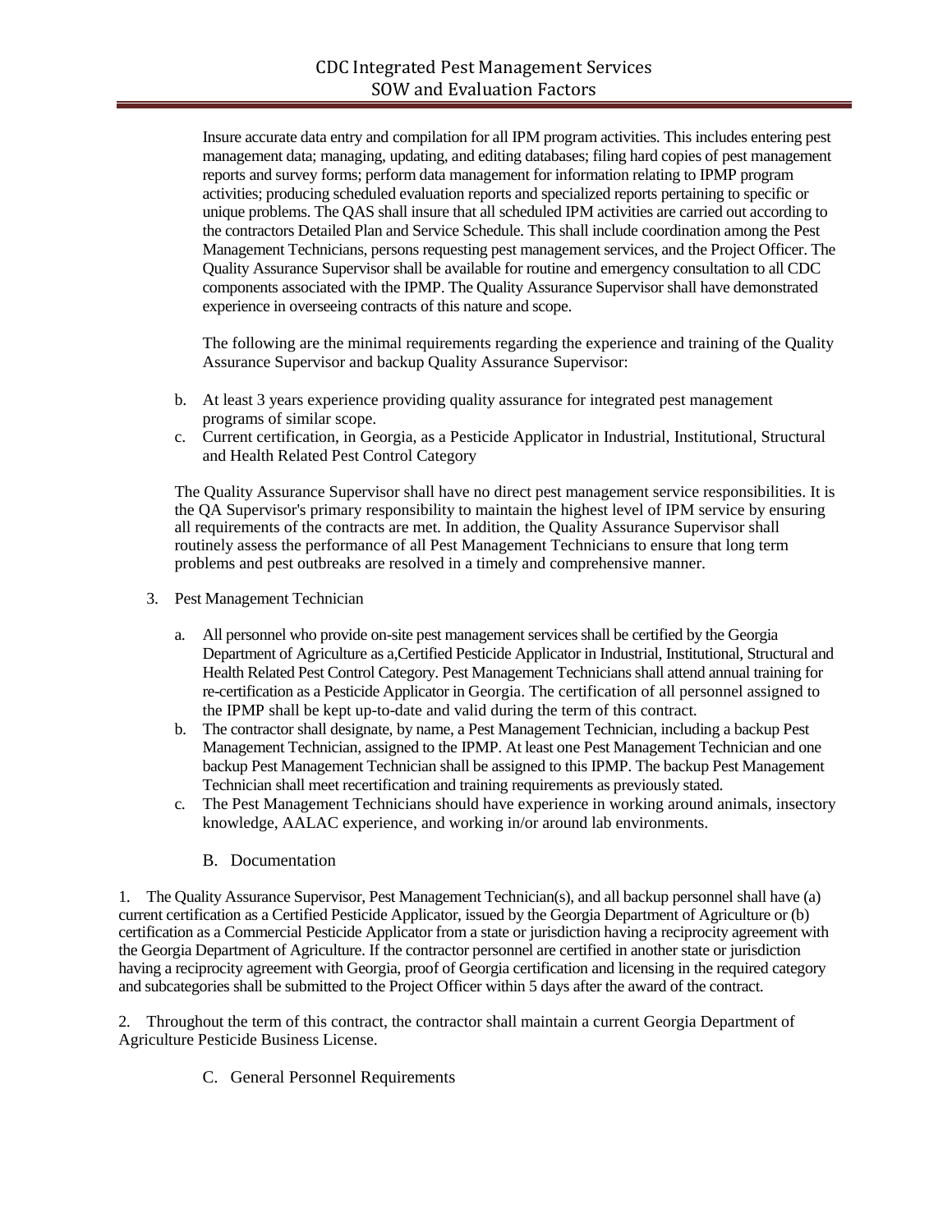Insure accurate data entry and compilation for all IPM program activities. This includes entering pest management data; managing, updating, and editing databases; filing hard copies of pest management reports and survey forms; perform data management for information relating to IPMP program activities; producing scheduled evaluation reports and specialized reports pertaining to specific or unique problems. The QAS shall insure that all scheduled IPM activities are carried out according to the contractors Detailed Plan and Service Schedule. This shall include coordination among the Pest Management Technicians, persons requesting pest management services, and the Project Officer. The Quality Assurance Supervisor shall be available for routine and emergency consultation to all CDC components associated with the IPMP. The Quality Assurance Supervisor shall have demonstrated experience in overseeing contracts of this nature and scope.

The following are the minimal requirements regarding the experience and training of the Quality Assurance Supervisor and backup Quality Assurance Supervisor:

b. At least 3 years experience providing quality assurance for integrated pest management programs of similar scope.
c. Current certification, in Georgia, as a Pesticide Applicator in Industrial, Institutional, Structural and Health Related Pest Control Category

The Quality Assurance Supervisor shall have no direct pest management service responsibilities. It is the QA Supervisor's primary responsibility to maintain the highest level of IPM service by ensuring all requirements of the contracts are met. In addition, the Quality Assurance Supervisor shall routinely assess the performance of all Pest Management Technicians to ensure that long term problems and pest outbreaks are resolved in a timely and comprehensive manner.

3. Pest Management Technician

   a. All personnel who provide on-site pest management services shall be certified by the Georgia Department of Agriculture as a,Certified Pesticide Applicator in Industrial, Institutional, Structural and Health Related Pest Control Category. Pest Management Technicians shall attend annual training for re-certification as a Pesticide Applicator in Georgia. The certification of all personnel assigned to the IPMP shall be kept up-to-date and valid during the term of this contract.
   b. The contractor shall designate, by name, a Pest Management Technician, including a backup Pest Management Technician, assigned to the IPMP. At least one Pest Management Technician and one backup Pest Management Technician shall be assigned to this IPMP. The backup Pest Management Technician shall meet recertification and training requirements as previously stated.
   c. The Pest Management Technicians should have experience in working around animals, insectory knowledge, AALAC experience, and working in/or around lab environments.

## B. Documentation

1. The Quality Assurance Supervisor, Pest Management Technician(s), and all backup personnel shall have (a) current certification as a Certified Pesticide Applicator, issued by the Georgia Department of Agriculture or (b) certification as a Commercial Pesticide Applicator from a state or jurisdiction having a reciprocity agreement with the Georgia Department of Agriculture. If the contractor personnel are certified in another state or jurisdiction having a reciprocity agreement with Georgia, proof of Georgia certification and licensing in the required category and subcategories shall be submitted to the Project Officer within 5 days after the award of the contract.

2. Throughout the term of this contract, the contractor shall maintain a current Georgia Department of Agriculture Pesticide Business License.

## C. General Personnel Requirements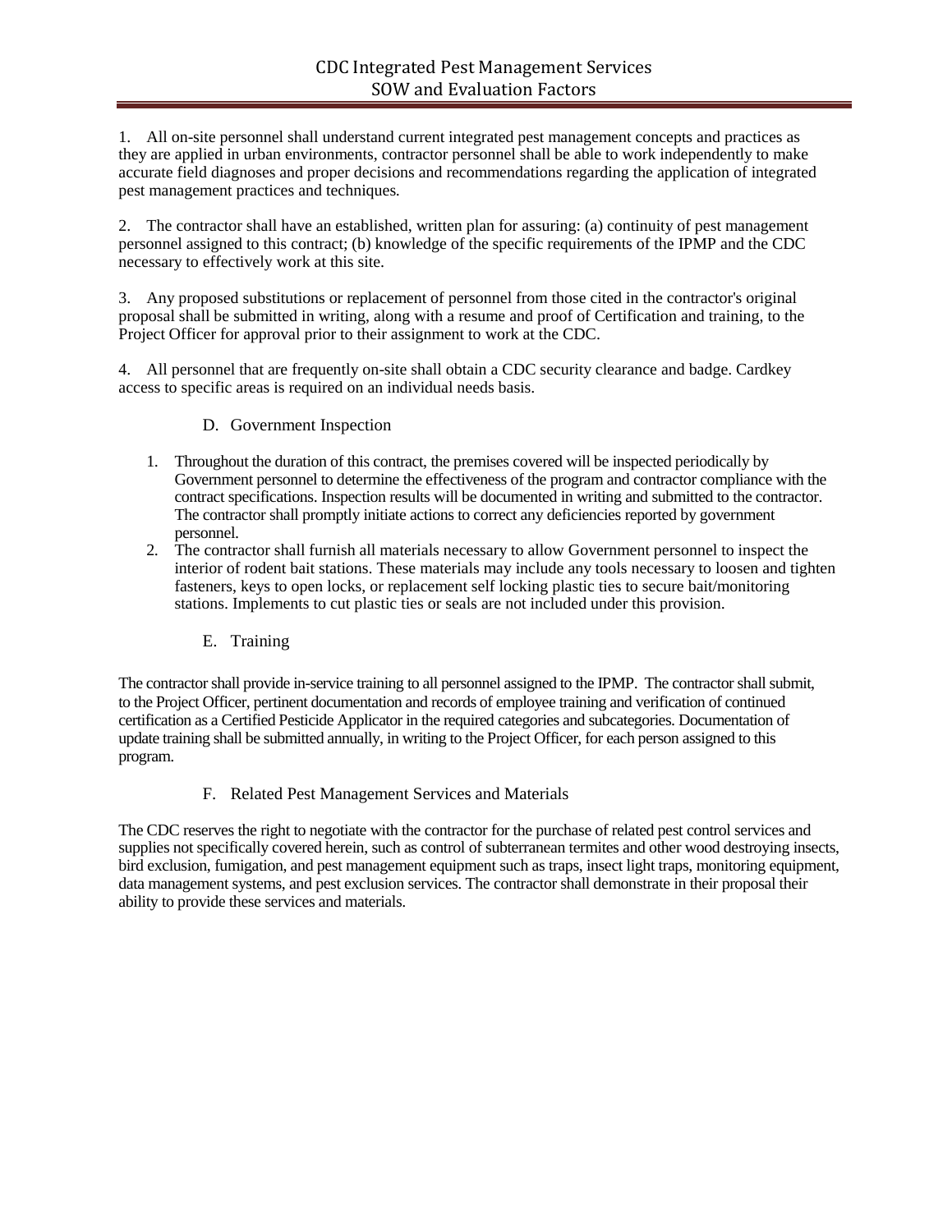1. All on-site personnel shall understand current integrated pest management concepts and practices as they are applied in urban environments, contractor personnel shall be able to work independently to make accurate field diagnoses and proper decisions and recommendations regarding the application of integrated pest management practices and techniques.

2. The contractor shall have an established, written plan for assuring: (a) continuity of pest management personnel assigned to this contract; (b) knowledge of the specific requirements of the IPMP and the CDC necessary to effectively work at this site.

3. Any proposed substitutions or replacement of personnel from those cited in the contractor's original proposal shall be submitted in writing, along with a resume and proof of Certification and training, to the Project Officer for approval prior to their assignment to work at the CDC.

4. All personnel that are frequently on-site shall obtain a CDC security clearance and badge. Cardkey access to specific areas is required on an individual needs basis.

### D. Government Inspection

1. Throughout the duration of this contract, the premises covered will be inspected periodically by Government personnel to determine the effectiveness of the program and contractor compliance with the contract specifications. Inspection results will be documented in writing and submitted to the contractor. The contractor shall promptly initiate actions to correct any deficiencies reported by government personnel.
2. The contractor shall furnish all materials necessary to allow Government personnel to inspect the interior of rodent bait stations. These materials may include any tools necessary to loosen and tighten fasteners, keys to open locks, or replacement self locking plastic ties to secure bait/monitoring stations. Implements to cut plastic ties or seals are not included under this provision.

### E. Training

The contractor shall provide in-service training to all personnel assigned to the IPMP. The contractor shall submit, to the Project Officer, pertinent documentation and records of employee training and verification of continued certification as a Certified Pesticide Applicator in the required categories and subcategories. Documentation of update training shall be submitted annually, in writing to the Project Officer, for each person assigned to this program.

### F. Related Pest Management Services and Materials

The CDC reserves the right to negotiate with the contractor for the purchase of related pest control services and supplies not specifically covered herein, such as control of subterranean termites and other wood destroying insects, bird exclusion, fumigation, and pest management equipment such as traps, insect light traps, monitoring equipment, data management systems, and pest exclusion services. The contractor shall demonstrate in their proposal their ability to provide these services and materials.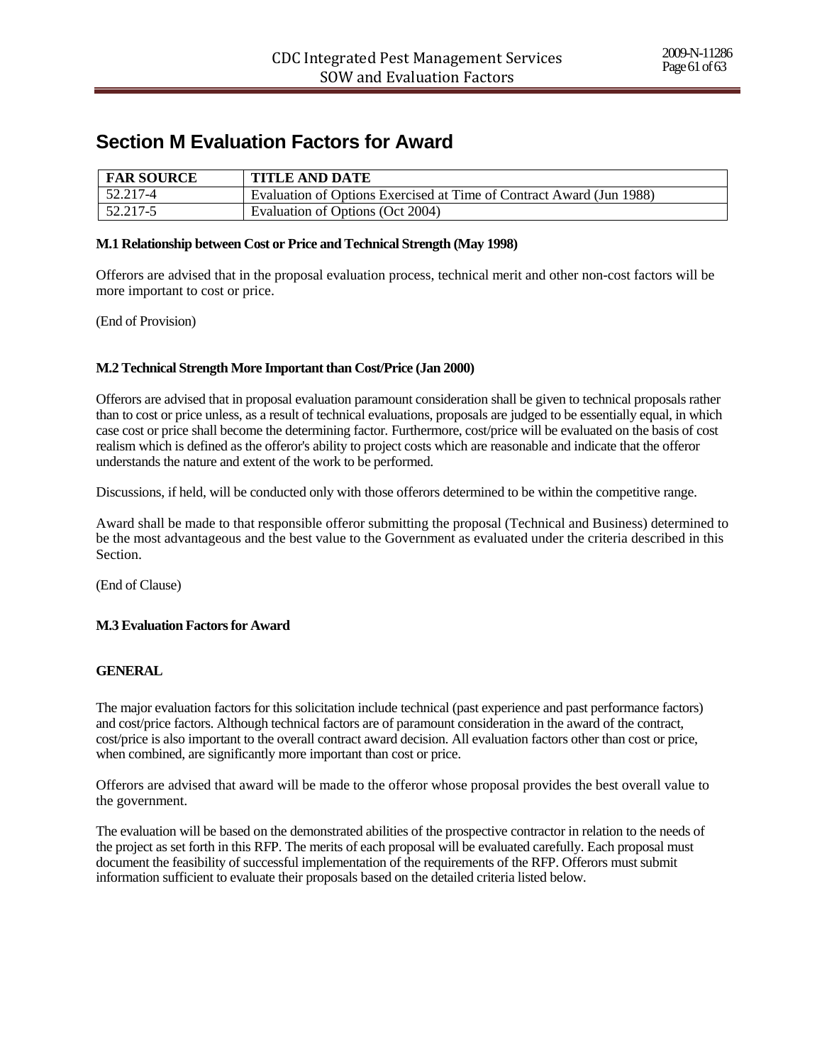# Section M Evaluation Factors for Award

| FAR SOURCE | TITLE AND DATE |
| --- | --- |
| 52.217-4 | Evaluation of Options Exercised at Time of Contract Award (Jun 1988) |
| 52.217-5 | Evaluation of Options (Oct 2004) |

**M.1 Relationship between Cost or Price and Technical Strength (May 1998)**

Offerors are advised that in the proposal evaluation process, technical merit and other non-cost factors will be more important to cost or price.

(End of Provision)

**M.2 Technical Strength More Important than Cost/Price (Jan 2000)**

Offerors are advised that in proposal evaluation paramount consideration shall be given to technical proposals rather than to cost or price unless, as a result of technical evaluations, proposals are judged to be essentially equal, in which case cost or price shall become the determining factor. Furthermore, cost/price will be evaluated on the basis of cost realism which is defined as the offeror's ability to project costs which are reasonable and indicate that the offeror understands the nature and extent of the work to be performed.

Discussions, if held, will be conducted only with those offerors determined to be within the competitive range.

Award shall be made to that responsible offeror submitting the proposal (Technical and Business) determined to be the most advantageous and the best value to the Government as evaluated under the criteria described in this Section.

(End of Clause)

**M.3 Evaluation Factors for Award**

**GENERAL**

The major evaluation factors for this solicitation include technical (past experience and past performance factors) and cost/price factors. Although technical factors are of paramount consideration in the award of the contract, cost/price is also important to the overall contract award decision. All evaluation factors other than cost or price, when combined, are significantly more important than cost or price.

Offerors are advised that award will be made to the offeror whose proposal provides the best overall value to the government.

The evaluation will be based on the demonstrated abilities of the prospective contractor in relation to the needs of the project as set forth in this RFP. The merits of each proposal will be evaluated carefully. Each proposal must document the feasibility of successful implementation of the requirements of the RFP. Offerors must submit information sufficient to evaluate their proposals based on the detailed criteria listed below.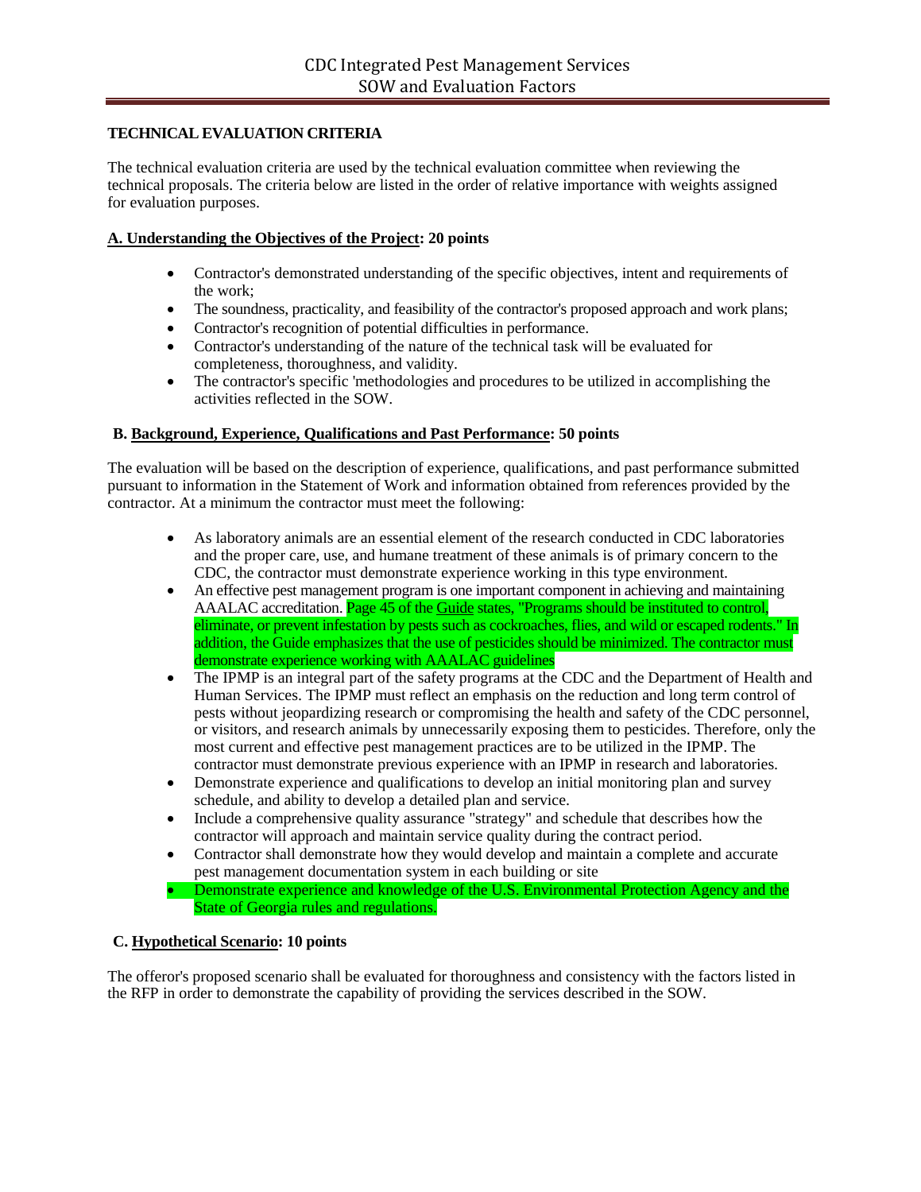**TECHNICAL EVALUATION CRITERIA**

The technical evaluation criteria are used by the technical evaluation committee when reviewing the technical proposals. The criteria below are listed in the order of relative importance with weights assigned for evaluation purposes.

**A. Understanding the Objectives of the Project: 20 points**

- Contractor's demonstrated understanding of the specific objectives, intent and requirements of the work;
- The soundness, practicality, and feasibility of the contractor's proposed approach and work plans;
- Contractor's recognition of potential difficulties in performance.
- Contractor's understanding of the nature of the technical task will be evaluated for completeness, thoroughness, and validity.
- The contractor's specific 'methodologies and procedures to be utilized in accomplishing the activities reflected in the SOW.

**B. Background, Experience, Qualifications and Past Performance: 50 points**

The evaluation will be based on the description of experience, qualifications, and past performance submitted pursuant to information in the Statement of Work and information obtained from references provided by the contractor. At a minimum the contractor must meet the following:

- As laboratory animals are an essential element of the research conducted in CDC laboratories and the proper care, use, and humane treatment of these animals is of primary concern to the CDC, the contractor must demonstrate experience working in this type environment.
- An effective pest management program is one important component in achieving and maintaining AAALAC accreditation. Page 45 of the Guide states, "Programs should be instituted to control, eliminate, or prevent infestation by pests such as cockroaches, flies, and wild or escaped rodents." In addition, the Guide emphasizes that the use of pesticides should be minimized. The contractor must demonstrate experience working with AAALAC guidelines
- The IPMP is an integral part of the safety programs at the CDC and the Department of Health and Human Services. The IPMP must reflect an emphasis on the reduction and long term control of pests without jeopardizing research or compromising the health and safety of the CDC personnel, or visitors, and research animals by unnecessarily exposing them to pesticides. Therefore, only the most current and effective pest management practices are to be utilized in the IPMP. The contractor must demonstrate previous experience with an IPMP in research and laboratories.
- Demonstrate experience and qualifications to develop an initial monitoring plan and survey schedule, and ability to develop a detailed plan and service.
- Include a comprehensive quality assurance "strategy" and schedule that describes how the contractor will approach and maintain service quality during the contract period.
- Contractor shall demonstrate how they would develop and maintain a complete and accurate pest management documentation system in each building or site
- Demonstrate experience and knowledge of the U.S. Environmental Protection Agency and the State of Georgia rules and regulations.

**C. Hypothetical Scenario: 10 points**

The offeror's proposed scenario shall be evaluated for thoroughness and consistency with the factors listed in the RFP in order to demonstrate the capability of providing the services described in the SOW.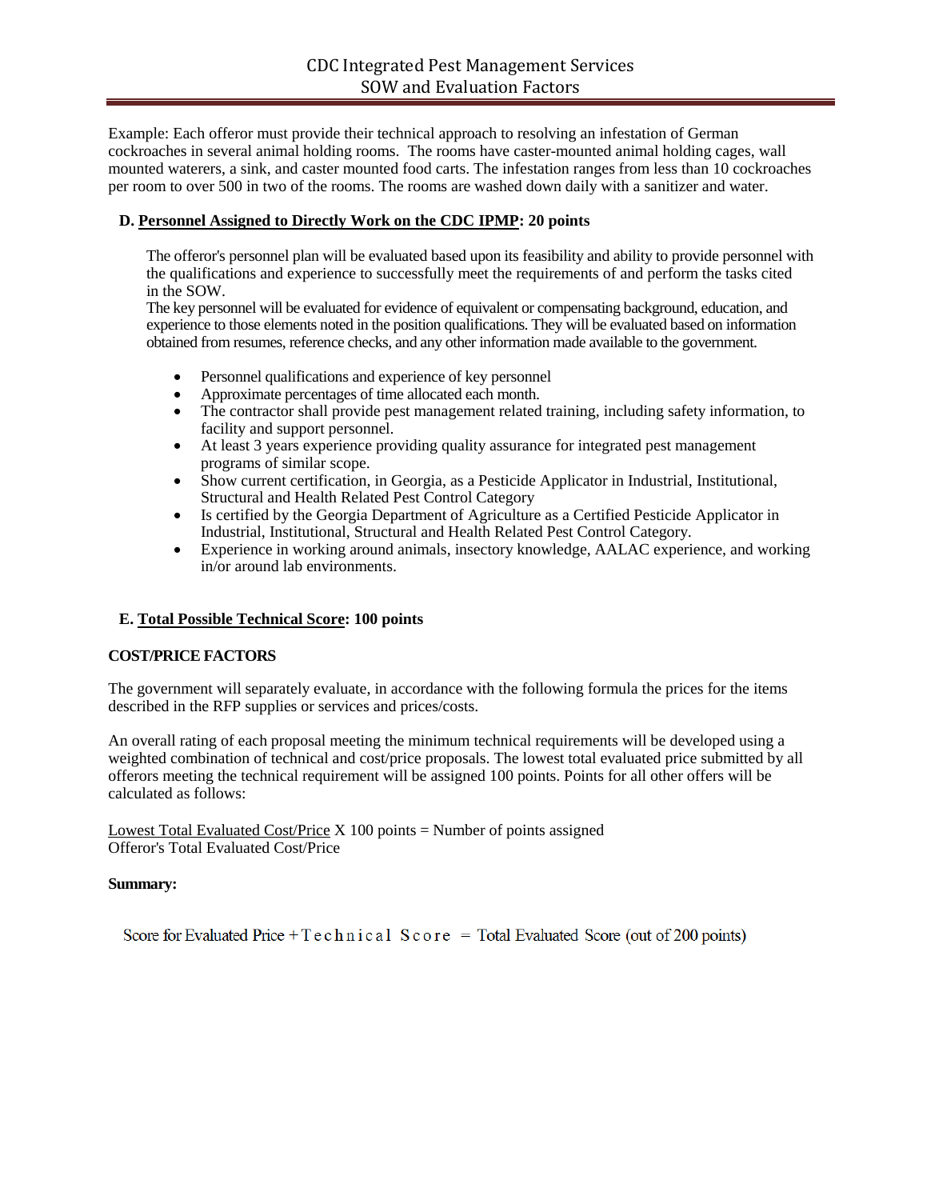Example: Each offeror must provide their technical approach to resolving an infestation of German cockroaches in several animal holding rooms. The rooms have caster-mounted animal holding cages, wall mounted waterers, a sink, and caster mounted food carts. The infestation ranges from less than 10 cockroaches per room to over 500 in two of the rooms. The rooms are washed down daily with a sanitizer and water.

**D. <u>Personnel Assigned to Directly Work on the CDC IPMP</u>: 20 points**

The offeror's personnel plan will be evaluated based upon its feasibility and ability to provide personnel with the qualifications and experience to successfully meet the requirements of and perform the tasks cited in the SOW.
The key personnel will be evaluated for evidence of equivalent or compensating background, education, and experience to those elements noted in the position qualifications. They will be evaluated based on information obtained from resumes, reference checks, and any other information made available to the government.

- Personnel qualifications and experience of key personnel
- Approximate percentages of time allocated each month.
- The contractor shall provide pest management related training, including safety information, to facility and support personnel.
- At least 3 years experience providing quality assurance for integrated pest management programs of similar scope.
- Show current certification, in Georgia, as a Pesticide Applicator in Industrial, Institutional, Structural and Health Related Pest Control Category
- Is certified by the Georgia Department of Agriculture as a Certified Pesticide Applicator in Industrial, Institutional, Structural and Health Related Pest Control Category.
- Experience in working around animals, insectory knowledge, AALAC experience, and working in/or around lab environments.

**E. <u>Total Possible Technical Score</u>: 100 points**

**COST/PRICE FACTORS**

The government will separately evaluate, in accordance with the following formula the prices for the items described in the RFP supplies or services and prices/costs.

An overall rating of each proposal meeting the minimum technical requirements will be developed using a weighted combination of technical and cost/price proposals. The lowest total evaluated price submitted by all offerors meeting the technical requirement will be assigned 100 points. Points for all other offers will be calculated as follows:

<u>Lowest Total Evaluated Cost/Price</u> X 100 points = Number of points assigned
Offeror's Total Evaluated Cost/Price

**Summary:**

Score for Evaluated Price + Technical Score = Total Evaluated Score (out of 200 points)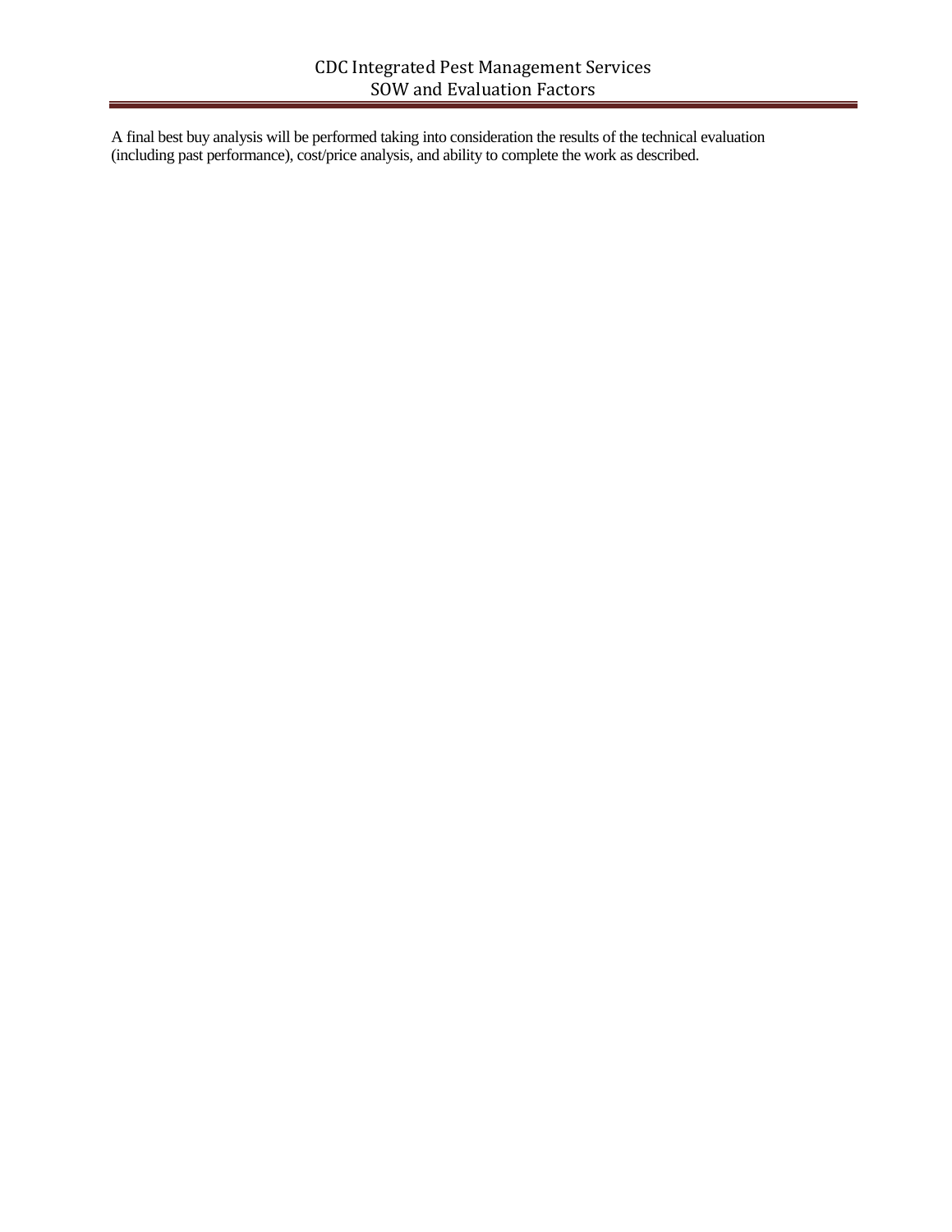A final best buy analysis will be performed taking into consideration the results of the technical evaluation (including past performance), cost/price analysis, and ability to complete the work as described.